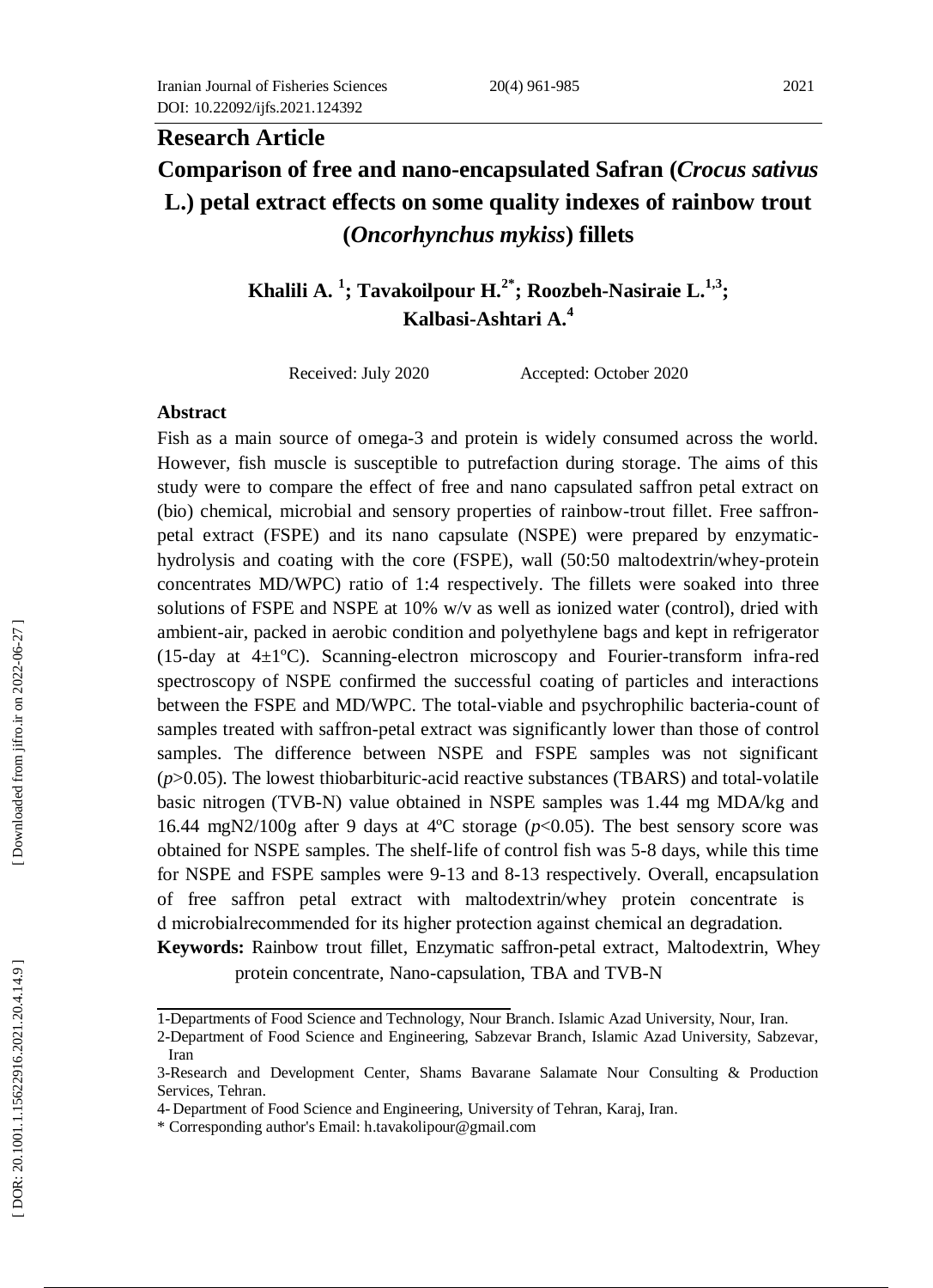# Research Article

# Comparison of free and nano-encapsulated Safran (*Crocus sativus* L.) petal extract effects on some quality indexes of rainbow trout (*Oncorhynchus mykiss*) fillets

**Khalili A. [1]; Tavakoilpour H.[2*]; Roozbeh-Nasiraie L.[1,3]; Kalbasi-Ashtari A.[4]**

Received: July 2020 Accepted: October 2020

## Abstract

Fish as a main source of omega-3 and protein is widely consumed across the world. However, fish muscle is susceptible to putrefaction during storage. The aims of this study were to compare the effect of free and nano capsulated saffron petal extract on (bio) chemical, microbial and sensory properties of rainbow-trout fillet. Free saffron-petal extract (FSPE) and its nano capsulate (NSPE) were prepared by enzymatic-hydrolysis and coating with the core (FSPE), wall (50:50 maltodextrin/whey-protein concentrates MD/WPC) ratio of 1:4 respectively. The fillets were soaked into three solutions of FSPE and NSPE at 10% w/v as well as ionized water (control), dried with ambient-air, packed in aerobic condition and polyethylene bags and kept in refrigerator (15-day at 4±1ºC). Scanning-electron microscopy and Fourier-transform infra-red spectroscopy of NSPE confirmed the successful coating of particles and interactions between the FSPE and MD/WPC. The total-viable and psychrophilic bacteria-count of samples treated with saffron-petal extract was significantly lower than those of control samples. The difference between NSPE and FSPE samples was not significant ($p>0.05$). The lowest thiobarbituric-acid reactive substances (TBARS) and total-volatile basic nitrogen (TVB-N) value obtained in NSPE samples was 1.44 mg MDA/kg and 16.44 mgN2/100g after 9 days at 4ºC storage ($p<0.05$). The best sensory score was obtained for NSPE samples. The shelf-life of control fish was 5-8 days, while this time for NSPE and FSPE samples were 9-13 and 8-13 respectively. Overall, encapsulation of free saffron petal extract with maltodextrin/whey protein concentrate is d microbialrecommended for its higher protection against chemical an degradation.

**Keywords:** Rainbow trout fillet, Enzymatic saffron-petal extract, Maltodextrin, Whey protein concentrate, Nano-capsulation, TBA and TVB-N

---

1-Departments of Food Science and Technology, Nour Branch. Islamic Azad University, Nour, Iran.

2-Department of Food Science and Engineering, Sabzevar Branch, Islamic Azad University, Sabzevar, Iran

3-Research and Development Center, Shams Bavarane Salamate Nour Consulting & Production Services, Tehran.

4- Department of Food Science and Engineering, University of Tehran, Karaj, Iran.

\* Corresponding author's Email: h.tavakolipour@gmail.com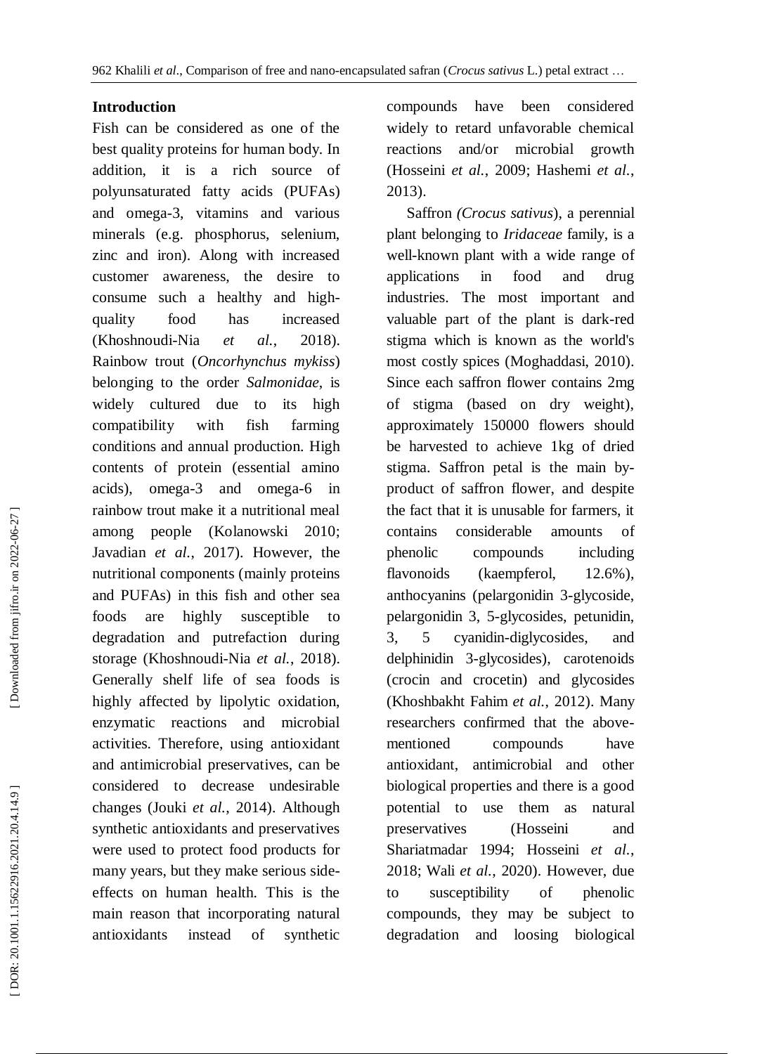## Introduction

Fish can be considered as one of the best quality proteins for human body. In addition, it is a rich source of polyunsaturated fatty acids (PUFAs) and omega-3, vitamins and various minerals (e.g. phosphorus, selenium, zinc and iron). Along with increased customer awareness, the desire to consume such a healthy and high-quality food has increased (Khoshnoudi-Nia *et al.*, 2018). Rainbow trout (*Oncorhynchus mykiss*) belonging to the order *Salmonidae*, is widely cultured due to its high compatibility with fish farming conditions and annual production. High contents of protein (essential amino acids), omega-3 and omega-6 in rainbow trout make it a nutritional meal among people (Kolanowski 2010; Javadian *et al.*, 2017). However, the nutritional components (mainly proteins and PUFAs) in this fish and other sea foods are highly susceptible to degradation and putrefaction during storage (Khoshnoudi-Nia *et al.*, 2018). Generally shelf life of sea foods is highly affected by lipolytic oxidation, enzymatic reactions and microbial activities. Therefore, using antioxidant and antimicrobial preservatives, can be considered to decrease undesirable changes (Jouki *et al.*, 2014). Although synthetic antioxidants and preservatives were used to protect food products for many years, but they make serious side-effects on human health. This is the main reason that incorporating natural antioxidants instead of synthetic compounds have been considered widely to retard unfavorable chemical reactions and/or microbial growth (Hosseini *et al.*, 2009; Hashemi *et al.*, 2013).

Saffron *(Crocus sativus*), a perennial plant belonging to *Iridaceae* family, is a well-known plant with a wide range of applications in food and drug industries. The most important and valuable part of the plant is dark-red stigma which is known as the world's most costly spices (Moghaddasi, 2010). Since each saffron flower contains 2mg of stigma (based on dry weight), approximately 150000 flowers should be harvested to achieve 1kg of dried stigma. Saffron petal is the main by-product of saffron flower, and despite the fact that it is unusable for farmers, it contains considerable amounts of phenolic compounds including flavonoids (kaempferol, 12.6%), anthocyanins (pelargonidin 3-glycoside, pelargonidin 3, 5-glycosides, petunidin, 3, 5 cyanidin-diglycosides, and delphinidin 3-glycosides), carotenoids (crocin and crocetin) and glycosides (Khoshbakht Fahim *et al.*, 2012). Many researchers confirmed that the above-mentioned compounds have antioxidant, antimicrobial and other biological properties and there is a good potential to use them as natural preservatives (Hosseini and Shariatmadar 1994; Hosseini *et al.*, 2018; Wali *et al.*, 2020). However, due to susceptibility of phenolic compounds, they may be subject to degradation and loosing biological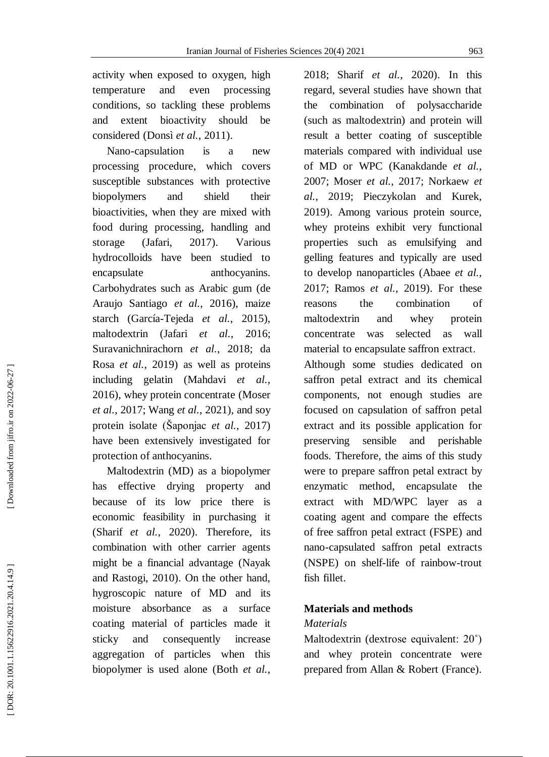activity when exposed to oxygen, high temperature and even processing conditions, so tackling these problems and extent bioactivity should be considered (Donsì *et al.*, 2011).

Nano-capsulation is a new processing procedure, which covers susceptible substances with protective biopolymers and shield their bioactivities, when they are mixed with food during processing, handling and storage (Jafari, 2017). Various hydrocolloids have been studied to encapsulate anthocyanins. Carbohydrates such as Arabic gum (de Araujo Santiago *et al.*, 2016), maize starch (García-Tejeda *et al.*, 2015), maltodextrin (Jafari *et al.*, 2016; Suravanichnirachorn *et al.*, 2018; da Rosa *et al.*, 2019) as well as proteins including gelatin (Mahdavi *et al.*, 2016), whey protein concentrate (Moser *et al.*, 2017; Wang *et al.*, 2021), and soy protein isolate (Šaponjac *et al.*, 2017) have been extensively investigated for protection of anthocyanins.

Maltodextrin (MD) as a biopolymer has effective drying property and because of its low price there is economic feasibility in purchasing it (Sharif *et al.*, 2020). Therefore, its combination with other carrier agents might be a financial advantage (Nayak and Rastogi, 2010). On the other hand, hygroscopic nature of MD and its moisture absorbance as a surface coating material of particles made it sticky and consequently increase aggregation of particles when this biopolymer is used alone (Both *et al.*, 2018; Sharif *et al.*, 2020). In this regard, several studies have shown that the combination of polysaccharide (such as maltodextrin) and protein will result a better coating of susceptible materials compared with individual use of MD or WPC (Kanakdande *et al.*, 2007; Moser *et al.*, 2017; Norkaew *et al.*, 2019; Pieczykolan and Kurek, 2019). Among various protein source, whey proteins exhibit very functional properties such as emulsifying and gelling features and typically are used to develop nanoparticles (Abaee *et al.*, 2017; Ramos *et al.*, 2019). For these reasons the combination of maltodextrin and whey protein concentrate was selected as wall material to encapsulate saffron extract.

Although some studies dedicated on saffron petal extract and its chemical components, not enough studies are focused on capsulation of saffron petal extract and its possible application for preserving sensible and perishable foods. Therefore, the aims of this study were to prepare saffron petal extract by enzymatic method, encapsulate the extract with MD/WPC layer as a coating agent and compare the effects of free saffron petal extract (FSPE) and nano-capsulated saffron petal extracts (NSPE) on shelf-life of rainbow-trout fish fillet.

## Materials and methods

### *Materials*

Maltodextrin (dextrose equivalent: 20˚) and whey protein concentrate were prepared from Allan & Robert (France).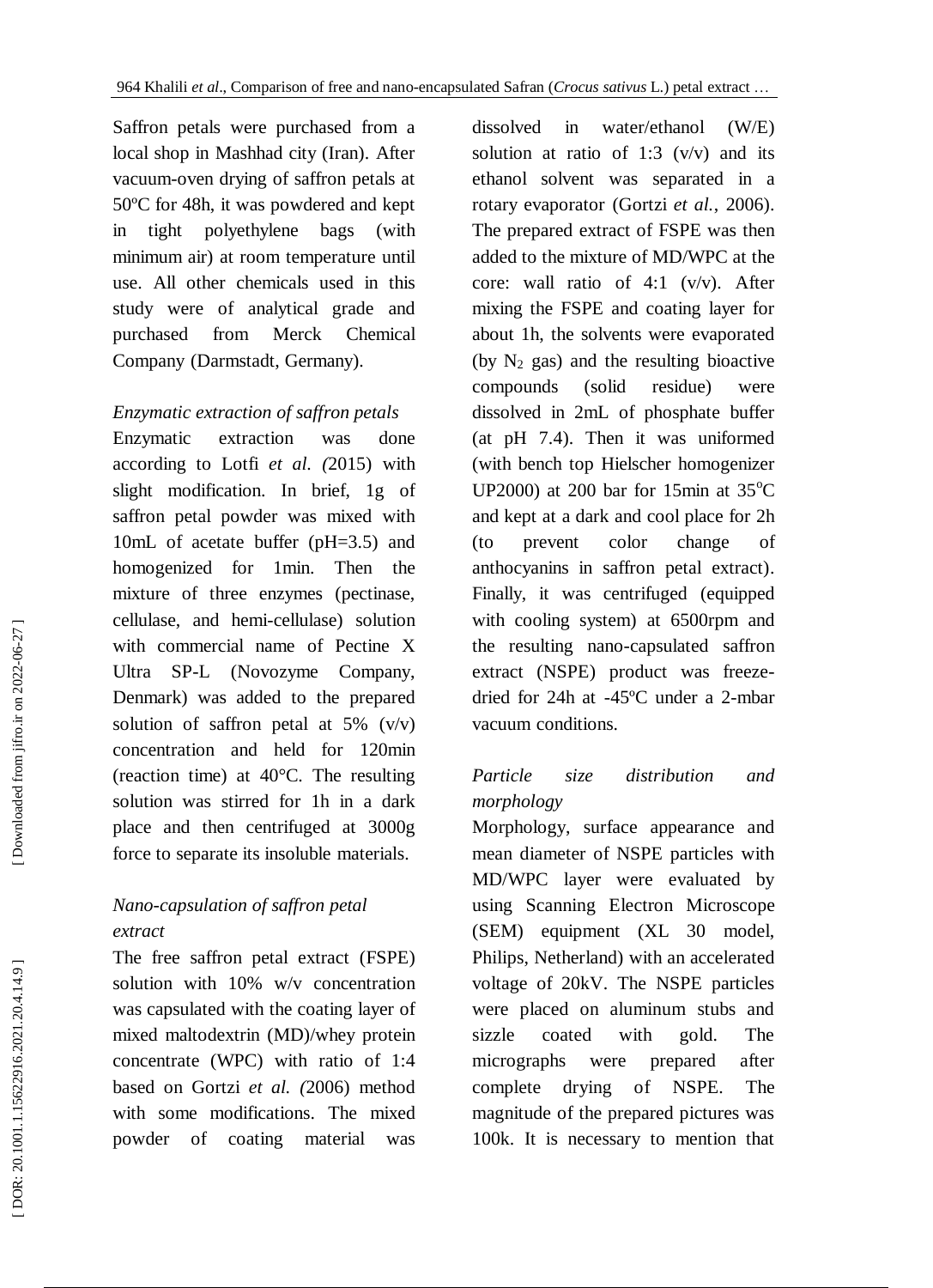Saffron petals were purchased from a local shop in Mashhad city (Iran). After vacuum-oven drying of saffron petals at 50ºC for 48h, it was powdered and kept in tight polyethylene bags (with minimum air) at room temperature until use. All other chemicals used in this study were of analytical grade and purchased from Merck Chemical Company (Darmstadt, Germany).

*Enzymatic extraction of saffron petals*

Enzymatic extraction was done according to Lotfi *et al. (*2015) with slight modification. In brief, 1g of saffron petal powder was mixed with 10mL of acetate buffer (pH=3.5) and homogenized for 1min. Then the mixture of three enzymes (pectinase, cellulase, and hemi-cellulase) solution with commercial name of Pectine X Ultra SP-L (Novozyme Company, Denmark) was added to the prepared solution of saffron petal at 5% (v/v) concentration and held for 120min (reaction time) at 40°C. The resulting solution was stirred for 1h in a dark place and then centrifuged at 3000g force to separate its insoluble materials.

*Nano-capsulation of saffron petal extract*

The free saffron petal extract (FSPE) solution with 10% w/v concentration was capsulated with the coating layer of mixed maltodextrin (MD)/whey protein concentrate (WPC) with ratio of 1:4 based on Gortzi *et al. (*2006) method with some modifications. The mixed powder of coating material was dissolved in water/ethanol (W/E) solution at ratio of 1:3 (v/v) and its ethanol solvent was separated in a rotary evaporator (Gortzi *et al.*, 2006). The prepared extract of FSPE was then added to the mixture of MD/WPC at the core: wall ratio of 4:1 (v/v). After mixing the FSPE and coating layer for about 1h, the solvents were evaporated (by $N_2$ gas) and the resulting bioactive compounds (solid residue) were dissolved in 2mL of phosphate buffer (at pH 7.4). Then it was uniformed (with bench top Hielscher homogenizer UP2000) at 200 bar for 15min at 35$^{o}$C and kept at a dark and cool place for 2h (to prevent color change of anthocyanins in saffron petal extract). Finally, it was centrifuged (equipped with cooling system) at 6500rpm and the resulting nano-capsulated saffron extract (NSPE) product was freeze-dried for 24h at -45ºC under a 2-mbar vacuum conditions.

*Particle size distribution and morphology*

Morphology, surface appearance and mean diameter of NSPE particles with MD/WPC layer were evaluated by using Scanning Electron Microscope (SEM) equipment (XL 30 model, Philips, Netherland) with an accelerated voltage of 20kV. The NSPE particles were placed on aluminum stubs and sizzle coated with gold. The micrographs were prepared after complete drying of NSPE. The magnitude of the prepared pictures was 100k. It is necessary to mention that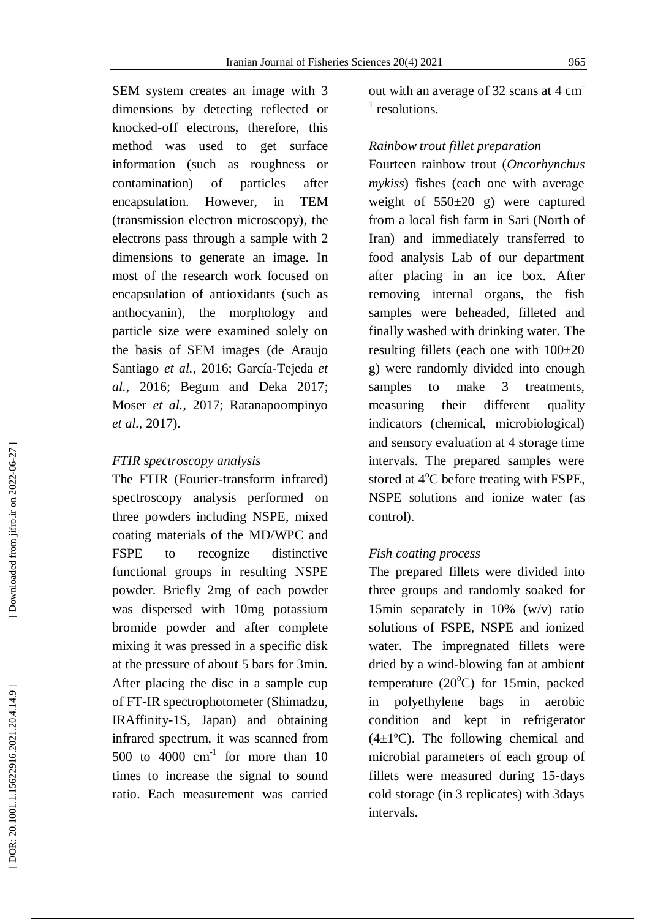SEM system creates an image with 3 dimensions by detecting reflected or knocked-off electrons, therefore, this method was used to get surface information (such as roughness or contamination) of particles after encapsulation. However, in TEM (transmission electron microscopy), the electrons pass through a sample with 2 dimensions to generate an image. In most of the research work focused on encapsulation of antioxidants (such as anthocyanin), the morphology and particle size were examined solely on the basis of SEM images (de Araujo Santiago *et al.*, 2016; García-Tejeda *et al.*, 2016; Begum and Deka 2017; Moser *et al.*, 2017; Ratanapoompinyo *et al.*, 2017).

*FTIR spectroscopy analysis*

The FTIR (Fourier-transform infrared) spectroscopy analysis performed on three powders including NSPE, mixed coating materials of the MD/WPC and FSPE to recognize distinctive functional groups in resulting NSPE powder. Briefly 2mg of each powder was dispersed with 10mg potassium bromide powder and after complete mixing it was pressed in a specific disk at the pressure of about 5 bars for 3min. After placing the disc in a sample cup of FT-IR spectrophotometer (Shimadzu, IRAffinity-1S, Japan) and obtaining infrared spectrum, it was scanned from 500 to 4000 $cm^{-1}$ for more than 10 times to increase the signal to sound ratio. Each measurement was carried out with an average of 32 scans at 4 $cm^{-1}$ resolutions.

*Rainbow trout fillet preparation*

Fourteen rainbow trout (*Oncorhynchus mykiss*) fishes (each one with average weight of 550±20 g) were captured from a local fish farm in Sari (North of Iran) and immediately transferred to food analysis Lab of our department after placing in an ice box. After removing internal organs, the fish samples were beheaded, filleted and finally washed with drinking water. The resulting fillets (each one with 100±20 g) were randomly divided into enough samples to make 3 treatments, measuring their different quality indicators (chemical, microbiological) and sensory evaluation at 4 storage time intervals. The prepared samples were stored at 4°C before treating with FSPE, NSPE solutions and ionize water (as control).

*Fish coating process*

The prepared fillets were divided into three groups and randomly soaked for 15min separately in 10% (w/v) ratio solutions of FSPE, NSPE and ionized water. The impregnated fillets were dried by a wind-blowing fan at ambient temperature (20°C) for 15min, packed in polyethylene bags in aerobic condition and kept in refrigerator (4±1ºC). The following chemical and microbial parameters of each group of fillets were measured during 15-days cold storage (in 3 replicates) with 3days intervals.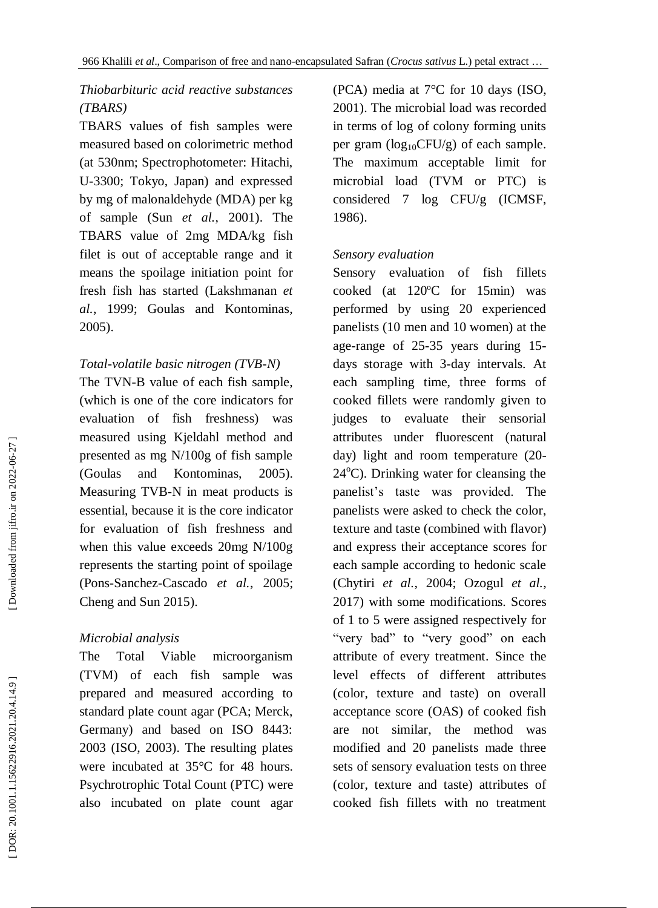### *Thiobarbituric acid reactive substances (TBARS)*

TBARS values of fish samples were measured based on colorimetric method (at 530nm; Spectrophotometer: Hitachi, U-3300; Tokyo, Japan) and expressed by mg of malonaldehyde (MDA) per kg of sample (Sun *et al.*, 2001). The TBARS value of 2mg MDA/kg fish filet is out of acceptable range and it means the spoilage initiation point for fresh fish has started (Lakshmanan *et al.*, 1999; Goulas and Kontominas, 2005).

### *Total-volatile basic nitrogen (TVB-N)*

The TVN-B value of each fish sample, (which is one of the core indicators for evaluation of fish freshness) was measured using Kjeldahl method and presented as mg N/100g of fish sample (Goulas and Kontominas, 2005). Measuring TVB-N in meat products is essential, because it is the core indicator for evaluation of fish freshness and when this value exceeds 20mg N/100g represents the starting point of spoilage (Pons-Sanchez-Cascado *et al.*, 2005; Cheng and Sun 2015).

### *Microbial analysis*

The Total Viable microorganism (TVM) of each fish sample was prepared and measured according to standard plate count agar (PCA; Merck, Germany) and based on ISO 8443: 2003 (ISO, 2003). The resulting plates were incubated at 35°C for 48 hours. Psychrotrophic Total Count (PTC) were also incubated on plate count agar (PCA) media at 7°C for 10 days (ISO, 2001). The microbial load was recorded in terms of log of colony forming units per gram ($\log_{10}$CFU/g) of each sample. The maximum acceptable limit for microbial load (TVM or PTC) is considered 7 log CFU/g (ICMSF, 1986).

### *Sensory evaluation*

Sensory evaluation of fish fillets cooked (at 120ºC for 15min) was performed by using 20 experienced panelists (10 men and 10 women) at the age-range of 25-35 years during 15-days storage with 3-day intervals. At each sampling time, three forms of cooked fillets were randomly given to judges to evaluate their sensorial attributes under fluorescent (natural day) light and room temperature (20-24°C). Drinking water for cleansing the panelist's taste was provided. The panelists were asked to check the color, texture and taste (combined with flavor) and express their acceptance scores for each sample according to hedonic scale (Chytiri *et al.*, 2004; Ozogul *et al.*, 2017) with some modifications. Scores of 1 to 5 were assigned respectively for "very bad" to "very good" on each attribute of every treatment. Since the level effects of different attributes (color, texture and taste) on overall acceptance score (OAS) of cooked fish are not similar, the method was modified and 20 panelists made three sets of sensory evaluation tests on three (color, texture and taste) attributes of cooked fish fillets with no treatment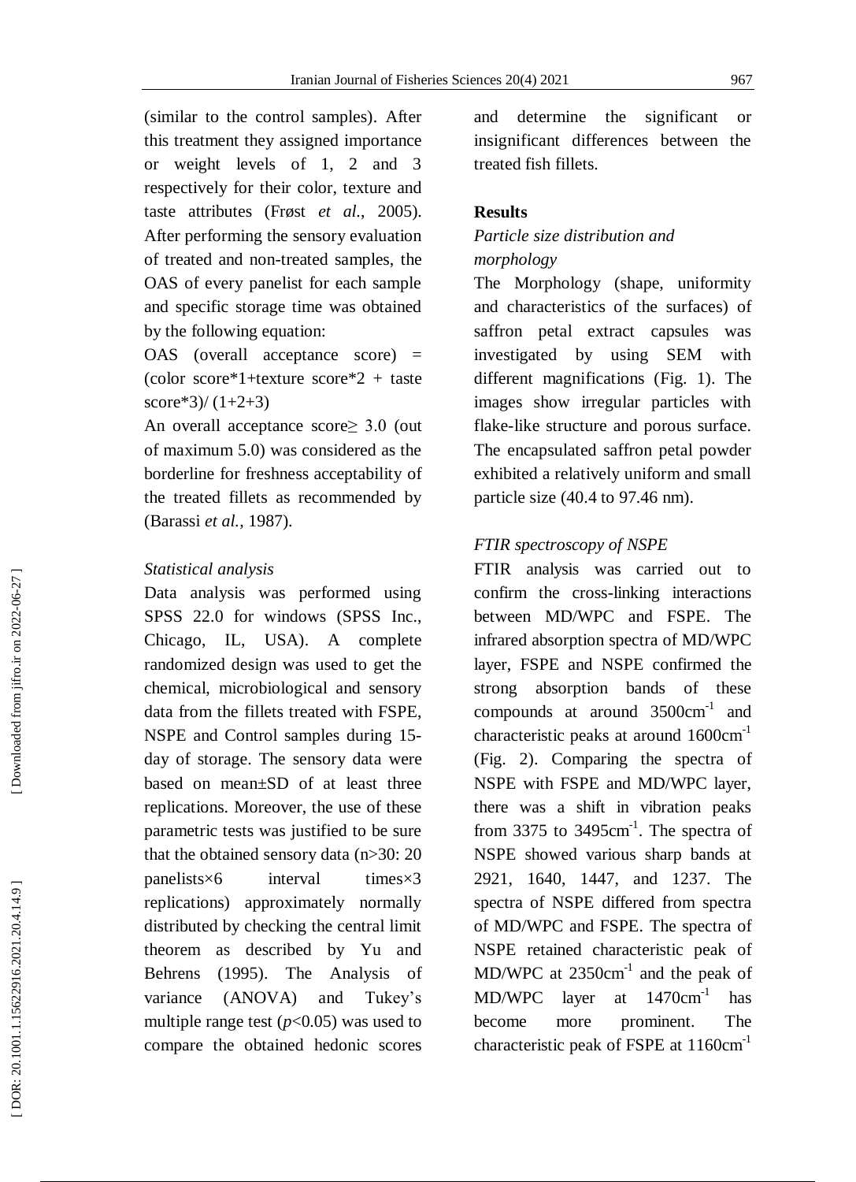(similar to the control samples). After this treatment they assigned importance or weight levels of 1, 2 and 3 respectively for their color, texture and taste attributes (Frøst *et al*., 2005). After performing the sensory evaluation of treated and non-treated samples, the OAS of every panelist for each sample and specific storage time was obtained by the following equation:

OAS (overall acceptance score) = (color score*1+texture score*2 + taste score*3)/ (1+2+3)

An overall acceptance score≥ 3.0 (out of maximum 5.0) was considered as the borderline for freshness acceptability of the treated fillets as recommended by (Barassi *et al.*, 1987).

*Statistical analysis*

Data analysis was performed using SPSS 22.0 for windows (SPSS Inc., Chicago, IL, USA). A complete randomized design was used to get the chemical, microbiological and sensory data from the fillets treated with FSPE, NSPE and Control samples during 15-day of storage. The sensory data were based on mean±SD of at least three replications. Moreover, the use of these parametric tests was justified to be sure that the obtained sensory data (n>30: 20 panelists×6 interval times×3 replications) approximately normally distributed by checking the central limit theorem as described by Yu and Behrens (1995). The Analysis of variance (ANOVA) and Tukey's multiple range test ($p$<0.05) was used to compare the obtained hedonic scores and determine the significant or insignificant differences between the treated fish fillets.

## Results

### *Particle size distribution and morphology*

The Morphology (shape, uniformity and characteristics of the surfaces) of saffron petal extract capsules was investigated by using SEM with different magnifications (Fig. 1). The images show irregular particles with flake-like structure and porous surface. The encapsulated saffron petal powder exhibited a relatively uniform and small particle size (40.4 to 97.46 nm).

### *FTIR spectroscopy of NSPE*

FTIR analysis was carried out to confirm the cross-linking interactions between MD/WPC and FSPE. The infrared absorption spectra of MD/WPC layer, FSPE and NSPE confirmed the strong absorption bands of these compounds at around 3500cm$^{-1}$ and characteristic peaks at around 1600cm$^{-1}$ (Fig. 2). Comparing the spectra of NSPE with FSPE and MD/WPC layer, there was a shift in vibration peaks from 3375 to 3495cm$^{-1}$. The spectra of NSPE showed various sharp bands at 2921, 1640, 1447, and 1237. The spectra of NSPE differed from spectra of MD/WPC and FSPE. The spectra of NSPE retained characteristic peak of MD/WPC at 2350cm$^{-1}$ and the peak of MD/WPC layer at 1470cm$^{-1}$ has become more prominent. The characteristic peak of FSPE at 1160cm$^{-1}$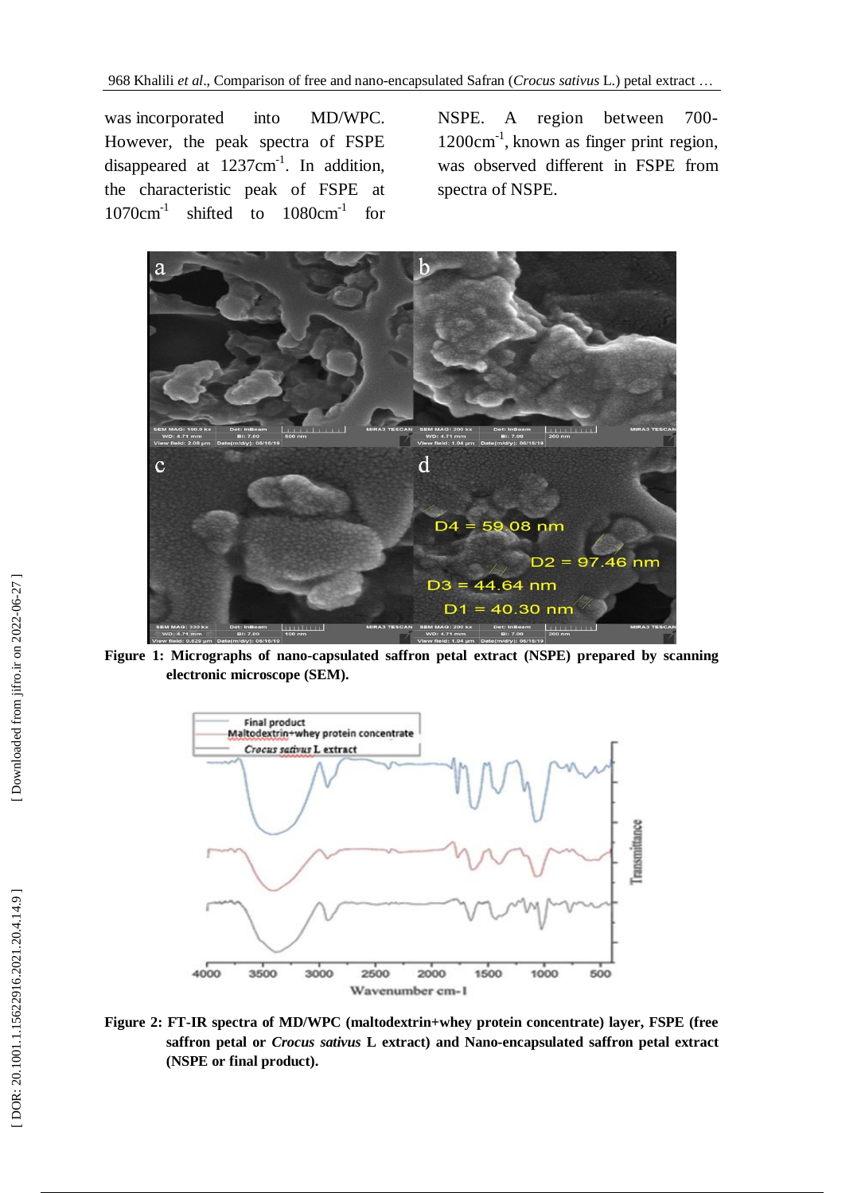was incorporated into MD/WPC. However, the peak spectra of FSPE disappeared at 1237cm$^{-1}$. In addition, the characteristic peak of FSPE at 1070cm$^{-1}$ shifted to 1080cm$^{-1}$ for NSPE. A region between 700-1200cm$^{-1}$, known as finger print region, was observed different in FSPE from spectra of NSPE.

**Figure 1: Micrographs of nano-capsulated saffron petal extract (NSPE) prepared by scanning electronic microscope (SEM).**

**Figure 2: FT-IR spectra of MD/WPC (maltodextrin+whey protein concentrate) layer, FSPE (free saffron petal or *Crocus sativus* L extract) and Nano-encapsulated saffron petal extract (NSPE or final product).**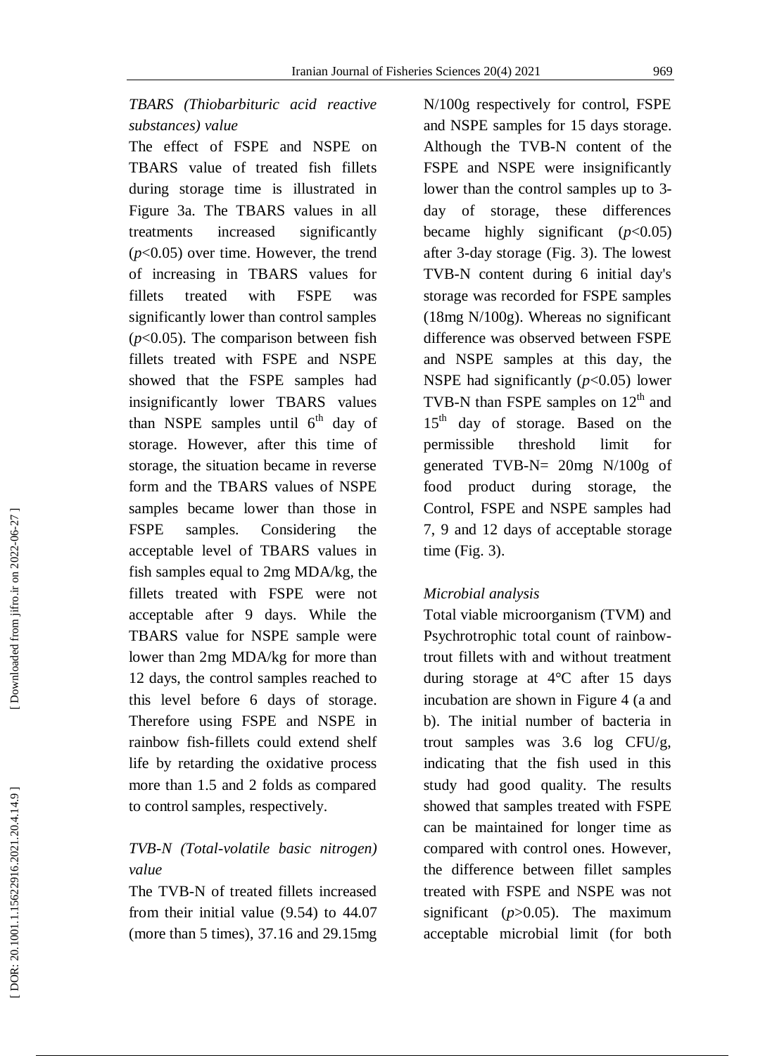*TBARS (Thiobarbituric acid reactive substances) value*

The effect of FSPE and NSPE on TBARS value of treated fish fillets during storage time is illustrated in Figure 3a. The TBARS values in all treatments increased significantly ($p$<0.05) over time. However, the trend of increasing in TBARS values for fillets treated with FSPE was significantly lower than control samples ($p$<0.05). The comparison between fish fillets treated with FSPE and NSPE showed that the FSPE samples had insignificantly lower TBARS values than NSPE samples until 6$^{th}$ day of storage. However, after this time of storage, the situation became in reverse form and the TBARS values of NSPE samples became lower than those in FSPE samples. Considering the acceptable level of TBARS values in fish samples equal to 2mg MDA/kg, the fillets treated with FSPE were not acceptable after 9 days. While the TBARS value for NSPE sample were lower than 2mg MDA/kg for more than 12 days, the control samples reached to this level before 6 days of storage. Therefore using FSPE and NSPE in rainbow fish-fillets could extend shelf life by retarding the oxidative process more than 1.5 and 2 folds as compared to control samples, respectively.

*TVB-N (Total-volatile basic nitrogen) value*

The TVB-N of treated fillets increased from their initial value (9.54) to 44.07 (more than 5 times), 37.16 and 29.15mg N/100g respectively for control, FSPE and NSPE samples for 15 days storage. Although the TVB-N content of the FSPE and NSPE were insignificantly lower than the control samples up to 3-day of storage, these differences became highly significant ($p$<0.05) after 3-day storage (Fig. 3). The lowest TVB-N content during 6 initial day's storage was recorded for FSPE samples (18mg N/100g). Whereas no significant difference was observed between FSPE and NSPE samples at this day, the NSPE had significantly ($p$<0.05) lower TVB-N than FSPE samples on 12$^{th}$ and 15$^{th}$ day of storage. Based on the permissible threshold limit for generated TVB-N= 20mg N/100g of food product during storage, the Control, FSPE and NSPE samples had 7, 9 and 12 days of acceptable storage time (Fig. 3).

*Microbial analysis*

Total viable microorganism (TVM) and Psychrotrophic total count of rainbow-trout fillets with and without treatment during storage at 4°C after 15 days incubation are shown in Figure 4 (a and b). The initial number of bacteria in trout samples was 3.6 log CFU/g, indicating that the fish used in this study had good quality. The results showed that samples treated with FSPE can be maintained for longer time as compared with control ones. However, the difference between fillet samples treated with FSPE and NSPE was not significant ($p$>0.05). The maximum acceptable microbial limit (for both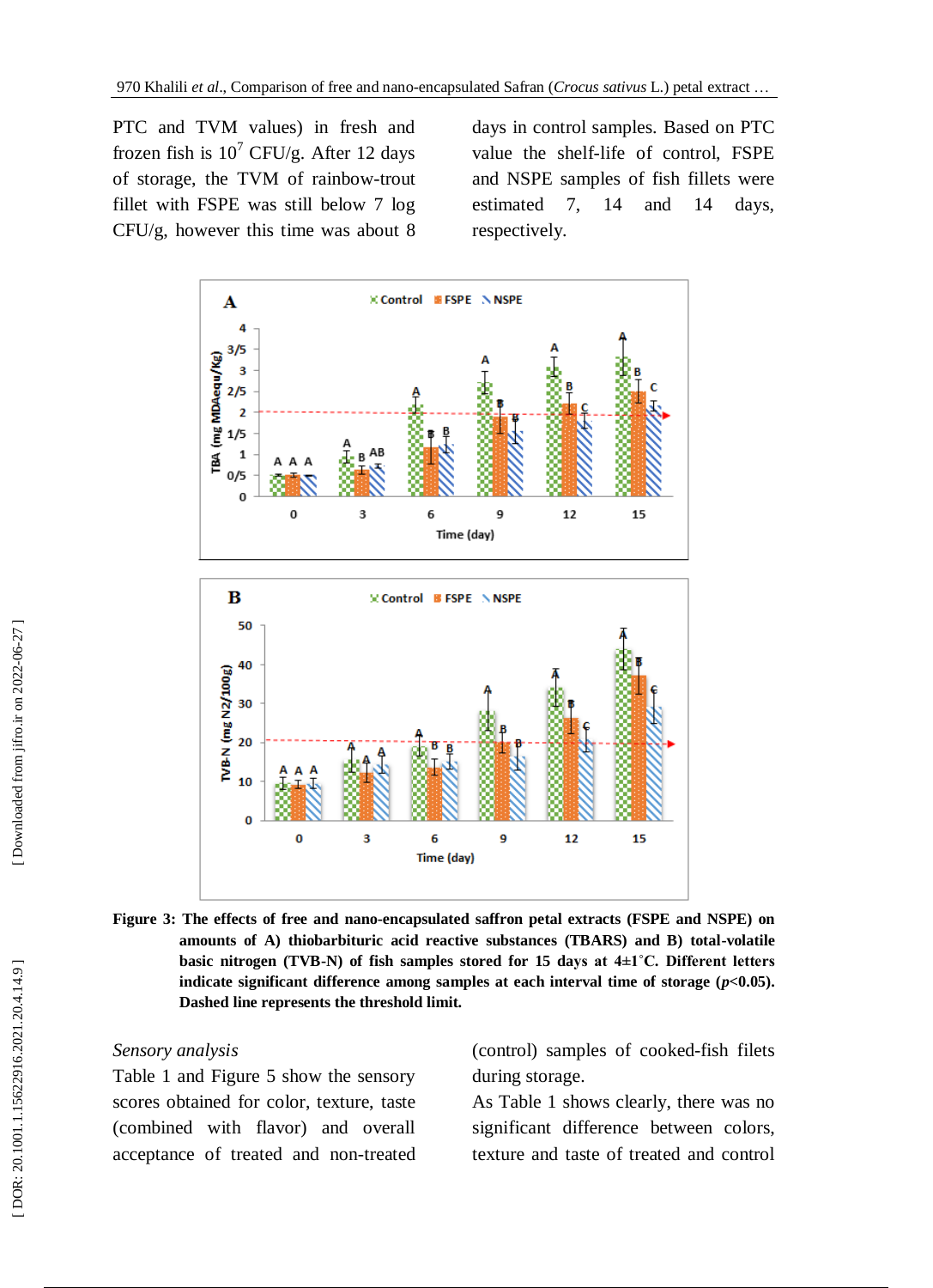PTC and TVM values) in fresh and frozen fish is $10^7$ CFU/g. After 12 days of storage, the TVM of rainbow-trout fillet with FSPE was still below 7 log CFU/g, however this time was about 8 days in control samples. Based on PTC value the shelf-life of control, FSPE and NSPE samples of fish fillets were estimated 7, 14 and 14 days, respectively.

**Figure 3: The effects of free and nano-encapsulated saffron petal extracts (FSPE and NSPE) on amounts of A) thiobarbituric acid reactive substances (TBARS) and B) total-volatile basic nitrogen (TVB-N) of fish samples stored for 15 days at 4±1°C. Different letters indicate significant difference among samples at each interval time of storage ($p$<0.05). Dashed line represents the threshold limit.**

*Sensory analysis*

Table 1 and Figure 5 show the sensory scores obtained for color, texture, taste (combined with flavor) and overall acceptance of treated and non-treated (control) samples of cooked-fish filets during storage.

As Table 1 shows clearly, there was no significant difference between colors, texture and taste of treated and control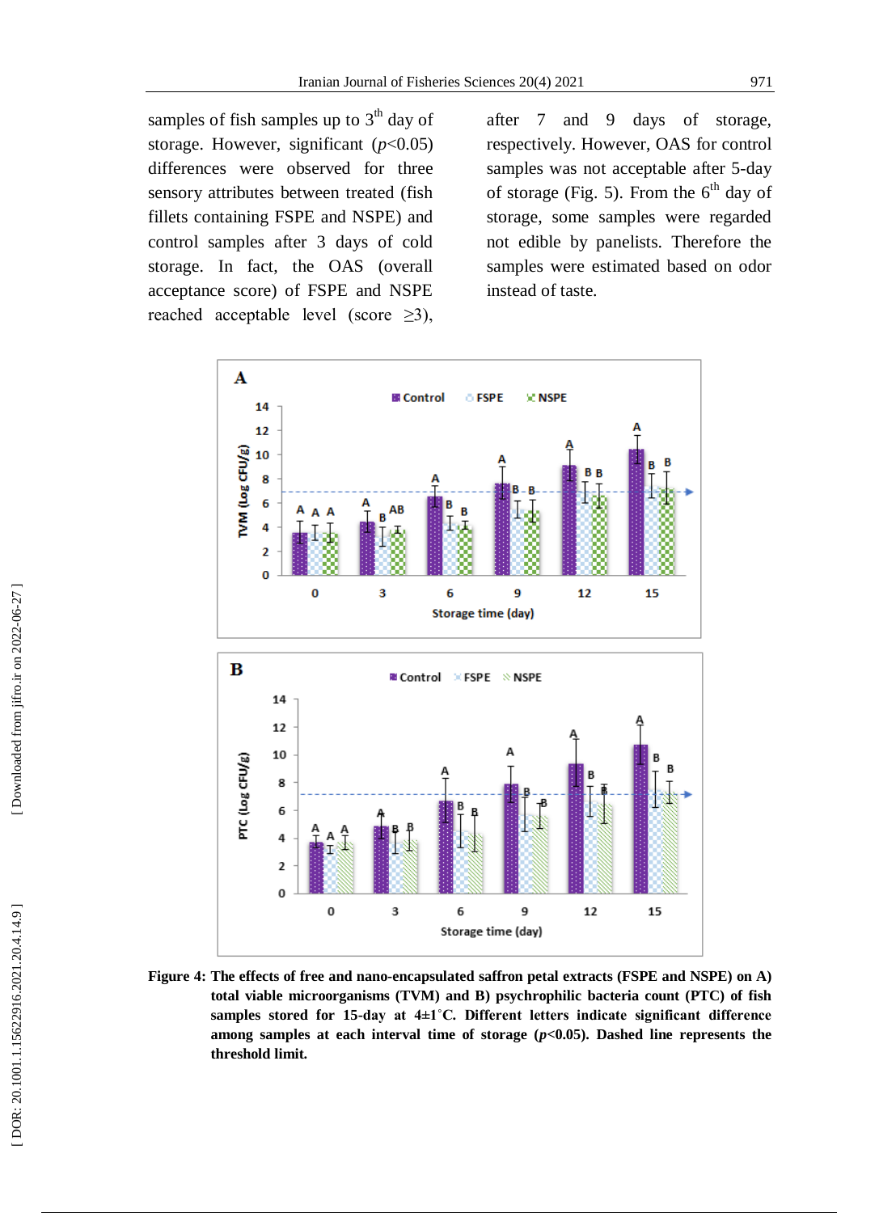samples of fish samples up to 3[th] day of storage. However, significant ($p$<0.05) differences were observed for three sensory attributes between treated (fish fillets containing FSPE and NSPE) and control samples after 3 days of cold storage. In fact, the OAS (overall acceptance score) of FSPE and NSPE reached acceptable level (score ≥3), after 7 and 9 days of storage, respectively. However, OAS for control samples was not acceptable after 5-day of storage (Fig. 5). From the 6[th] day of storage, some samples were regarded not edible by panelists. Therefore the samples were estimated based on odor instead of taste.

**Figure 4: The effects of free and nano-encapsulated saffron petal extracts (FSPE and NSPE) on A) total viable microorganisms (TVM) and B) psychrophilic bacteria count (PTC) of fish samples stored for 15-day at 4±1˚C. Different letters indicate significant difference among samples at each interval time of storage (*p*<0.05). Dashed line represents the threshold limit.**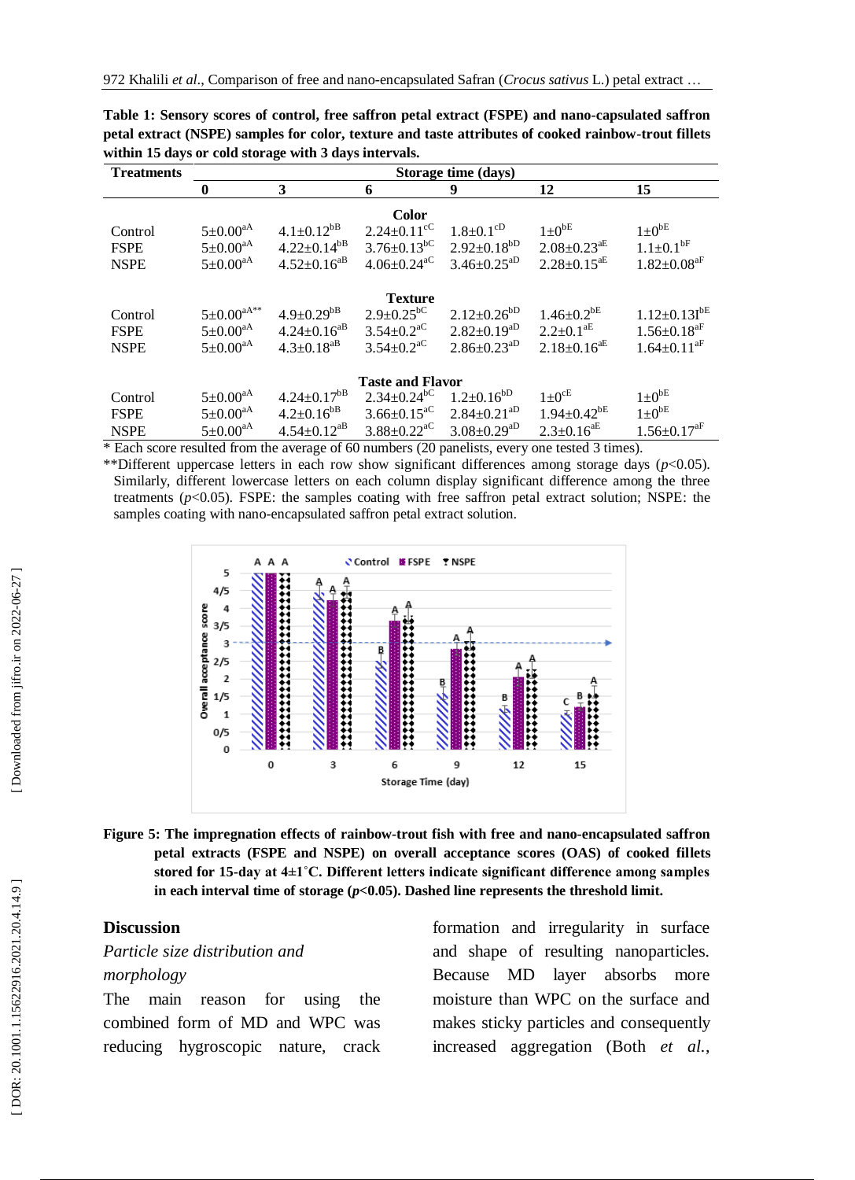**Table 1: Sensory scores of control, free saffron petal extract (FSPE) and nano-capsulated saffron petal extract (NSPE) samples for color, texture and taste attributes of cooked rainbow-trout fillets within 15 days or cold storage with 3 days intervals.**

| Treatments | Storage time (days) | | | | | |
|---|---|---|---|---|---|---|
| | 0 | 3 | 6 | 9 | 12 | 15 |
| | | | **Color** | | | |
| Control | 5±0.00$^{aA}$ | 4.1±0.12$^{bB}$ | 2.24±0.11$^{cC}$ | 1.8±0.1$^{cD}$ | 1±0$^{bE}$ | 1±0$^{bE}$ |
| FSPE | 5±0.00$^{aA}$ | 4.22±0.14$^{bB}$ | 3.76±0.13$^{bC}$ | 2.92±0.18$^{bD}$ | 2.08±0.23$^{aE}$ | 1.1±0.1$^{bF}$ |
| NSPE | 5±0.00$^{aA}$ | 4.52±0.16$^{aB}$ | 4.06±0.24$^{aC}$ | 3.46±0.25$^{aD}$ | 2.28±0.15$^{aE}$ | 1.82±0.08$^{aF}$ |
| | | | **Texture** | | | |
| Control | 5±0.00$^{aA**}$ | 4.9±0.29$^{bB}$ | 2.9±0.25$^{bC}$ | 2.12±0.26$^{bD}$ | 1.46±0.2$^{bE}$ | 1.12±0.131$^{bE}$ |
| FSPE | 5±0.00$^{aA}$ | 4.24±0.16$^{aB}$ | 3.54±0.2$^{aC}$ | 2.82±0.19$^{aD}$ | 2.2±0.1$^{aE}$ | 1.56±0.18$^{aF}$ |
| NSPE | 5±0.00$^{aA}$ | 4.3±0.18$^{aB}$ | 3.54±0.2$^{aC}$ | 2.86±0.23$^{aD}$ | 2.18±0.16$^{aE}$ | 1.64±0.11$^{aF}$ |
| | | | **Taste and Flavor** | | | |
| Control | 5±0.00$^{aA}$ | 4.24±0.17$^{bB}$ | 2.34±0.24$^{bC}$ | 1.2±0.16$^{bD}$ | 1±0$^{cE}$ | 1±0$^{bE}$ |
| FSPE | 5±0.00$^{aA}$ | 4.2±0.16$^{bB}$ | 3.66±0.15$^{aC}$ | 2.84±0.21$^{aD}$ | 1.94±0.42$^{bE}$ | 1±0$^{bE}$ |
| NSPE | 5±0.00$^{aA}$ | 4.54±0.12$^{aB}$ | 3.88±0.22$^{aC}$ | 3.08±0.29$^{aD}$ | 2.3±0.16$^{aE}$ | 1.56±0.17$^{aF}$ |

\* Each score resulted from the average of 60 numbers (20 panelists, every one tested 3 times).

\*\*Different uppercase letters in each row show significant differences among storage days ($p<0.05$). Similarly, different lowercase letters on each column display significant difference among the three treatments ($p<0.05$). FSPE: the samples coating with free saffron petal extract solution; NSPE: the samples coating with nano-encapsulated saffron petal extract solution.

**Figure 5: The impregnation effects of rainbow-trout fish with free and nano-encapsulated saffron petal extracts (FSPE and NSPE) on overall acceptance scores (OAS) of cooked fillets stored for 15-day at 4±1°C. Different letters indicate significant difference among samples in each interval time of storage ($p<0.05$). Dashed line represents the threshold limit.**

## Discussion

*Particle size distribution and morphology*

The main reason for using the combined form of MD and WPC was reducing hygroscopic nature, crack formation and irregularity in surface and shape of resulting nanoparticles. Because MD layer absorbs more moisture than WPC on the surface and makes sticky particles and consequently increased aggregation (Both *et al.*,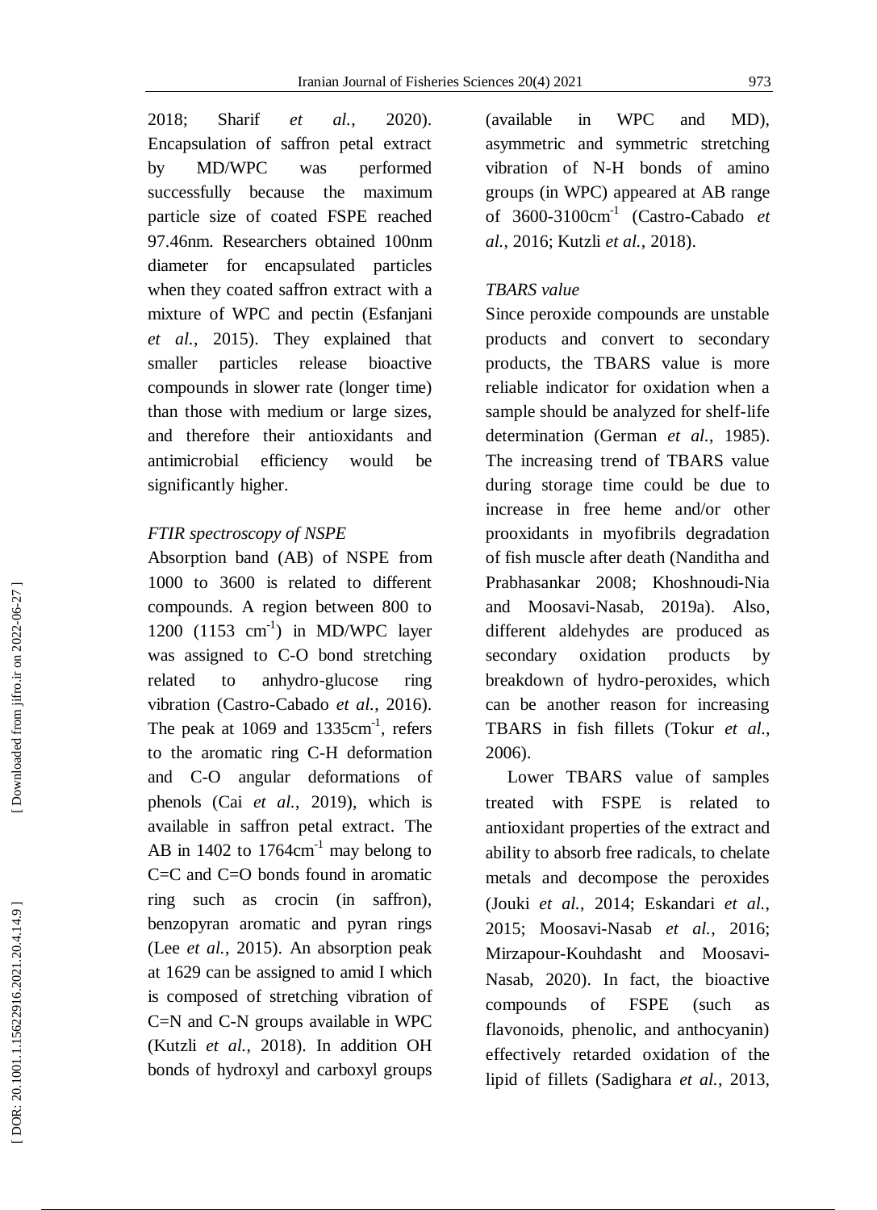2018; Sharif *et al.*, 2020). Encapsulation of saffron petal extract by MD/WPC was performed successfully because the maximum particle size of coated FSPE reached 97.46nm. Researchers obtained 100nm diameter for encapsulated particles when they coated saffron extract with a mixture of WPC and pectin (Esfanjani *et al.*, 2015). They explained that smaller particles release bioactive compounds in slower rate (longer time) than those with medium or large sizes, and therefore their antioxidants and antimicrobial efficiency would be significantly higher.

*FTIR spectroscopy of NSPE*

Absorption band (AB) of NSPE from 1000 to 3600 is related to different compounds. A region between 800 to 1200 (1153 $cm^{-1}$) in MD/WPC layer was assigned to C-O bond stretching related to anhydro-glucose ring vibration (Castro-Cabado *et al.*, 2016). The peak at 1069 and 1335$cm^{-1}$, refers to the aromatic ring C-H deformation and C-O angular deformations of phenols (Cai *et al.*, 2019), which is available in saffron petal extract. The AB in 1402 to 1764$cm^{-1}$ may belong to C=C and C=O bonds found in aromatic ring such as crocin (in saffron), benzopyran aromatic and pyran rings (Lee *et al.*, 2015). An absorption peak at 1629 can be assigned to amid I which is composed of stretching vibration of C=N and C-N groups available in WPC (Kutzli *et al.*, 2018). In addition OH bonds of hydroxyl and carboxyl groups (available in WPC and MD), asymmetric and symmetric stretching vibration of N-H bonds of amino groups (in WPC) appeared at AB range of 3600-3100$cm^{-1}$ (Castro-Cabado *et al.*, 2016; Kutzli *et al.*, 2018).

*TBARS value*

Since peroxide compounds are unstable products and convert to secondary products, the TBARS value is more reliable indicator for oxidation when a sample should be analyzed for shelf-life determination (German *et al.*, 1985). The increasing trend of TBARS value during storage time could be due to increase in free heme and/or other prooxidants in myofibrils degradation of fish muscle after death (Nanditha and Prabhasankar 2008; Khoshnoudi-Nia and Moosavi-Nasab, 2019a). Also, different aldehydes are produced as secondary oxidation products by breakdown of hydro-peroxides, which can be another reason for increasing TBARS in fish fillets (Tokur *et al.*, 2006).

Lower TBARS value of samples treated with FSPE is related to antioxidant properties of the extract and ability to absorb free radicals, to chelate metals and decompose the peroxides (Jouki *et al.*, 2014; Eskandari *et al.*, 2015; Moosavi-Nasab *et al.*, 2016; Mirzapour-Kouhdasht and Moosavi-Nasab, 2020). In fact, the bioactive compounds of FSPE (such as flavonoids, phenolic, and anthocyanin) effectively retarded oxidation of the lipid of fillets (Sadighara *et al.*, 2013,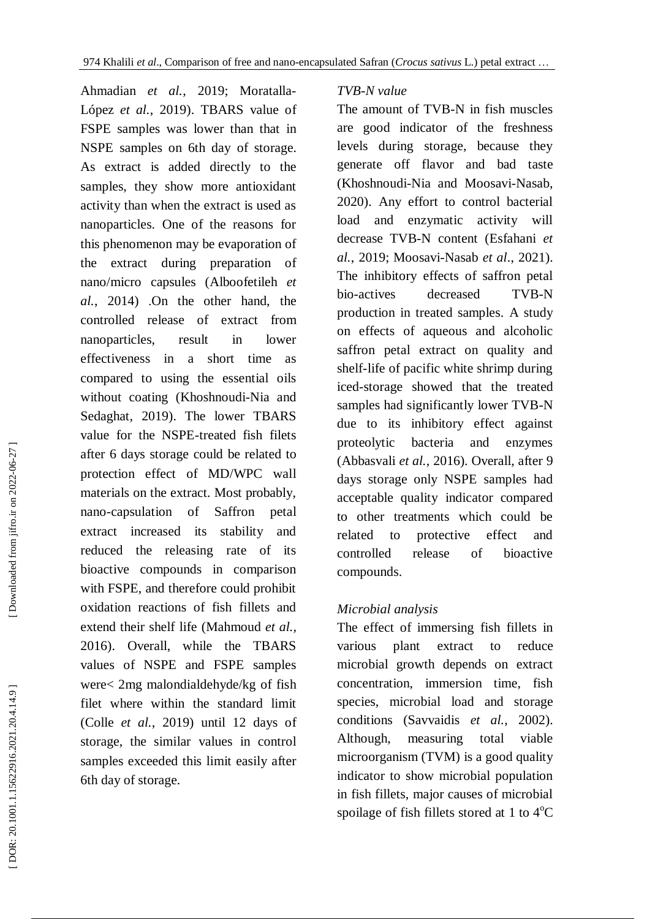Ahmadian *et al.*, 2019; Moratalla-López *et al.*, 2019). TBARS value of FSPE samples was lower than that in NSPE samples on 6th day of storage. As extract is added directly to the samples, they show more antioxidant activity than when the extract is used as nanoparticles. One of the reasons for this phenomenon may be evaporation of the extract during preparation of nano/micro capsules (Alboofetileh *et al.*, 2014) .On the other hand, the controlled release of extract from nanoparticles, result in lower effectiveness in a short time as compared to using the essential oils without coating (Khoshnoudi-Nia and Sedaghat, 2019). The lower TBARS value for the NSPE-treated fish filets after 6 days storage could be related to protection effect of MD/WPC wall materials on the extract. Most probably, nano-capsulation of Saffron petal extract increased its stability and reduced the releasing rate of its bioactive compounds in comparison with FSPE, and therefore could prohibit oxidation reactions of fish fillets and extend their shelf life (Mahmoud *et al.*, 2016). Overall, while the TBARS values of NSPE and FSPE samples were< 2mg malondialdehyde/kg of fish filet where within the standard limit (Colle *et al.*, 2019) until 12 days of storage, the similar values in control samples exceeded this limit easily after 6th day of storage.

### *TVB-N value*

The amount of TVB-N in fish muscles are good indicator of the freshness levels during storage, because they generate off flavor and bad taste (Khoshnoudi-Nia and Moosavi-Nasab, 2020). Any effort to control bacterial load and enzymatic activity will decrease TVB-N content (Esfahani *et al.*, 2019; Moosavi-Nasab *et al.*, 2021). The inhibitory effects of saffron petal bio-actives decreased TVB-N production in treated samples. A study on effects of aqueous and alcoholic saffron petal extract on quality and shelf-life of pacific white shrimp during iced-storage showed that the treated samples had significantly lower TVB-N due to its inhibitory effect against proteolytic bacteria and enzymes (Abbasvali *et al.*, 2016). Overall, after 9 days storage only NSPE samples had acceptable quality indicator compared to other treatments which could be related to protective effect and controlled release of bioactive compounds.

### *Microbial analysis*

The effect of immersing fish fillets in various plant extract to reduce microbial growth depends on extract concentration, immersion time, fish species, microbial load and storage conditions (Savvaidis *et al.*, 2002). Although, measuring total viable microorganism (TVM) is a good quality indicator to show microbial population in fish fillets, major causes of microbial spoilage of fish fillets stored at 1 to 4$^{o}$C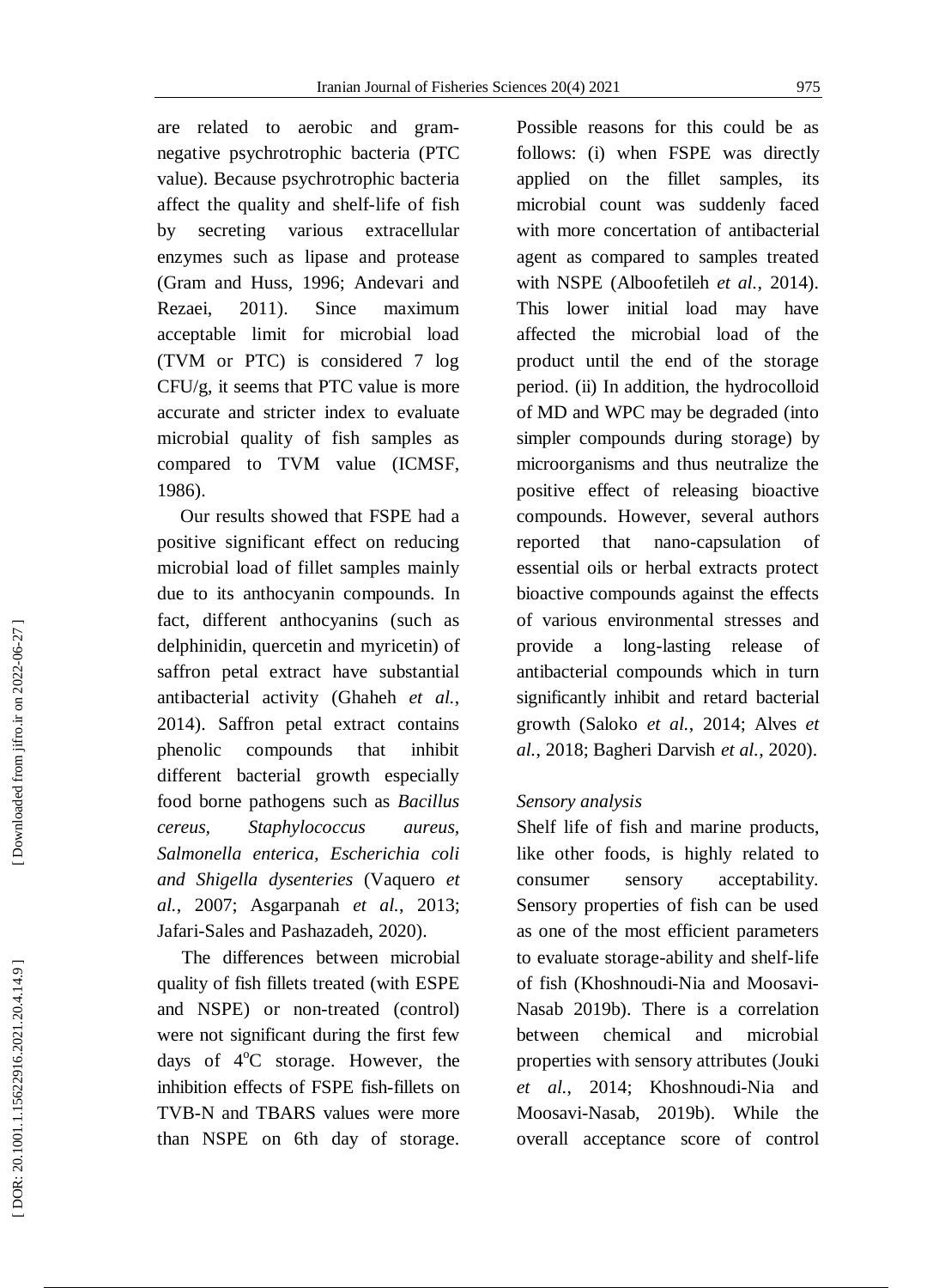are related to aerobic and gram-negative psychrotrophic bacteria (PTC value). Because psychrotrophic bacteria affect the quality and shelf-life of fish by secreting various extracellular enzymes such as lipase and protease (Gram and Huss, 1996; Andevari and Rezaei, 2011). Since maximum acceptable limit for microbial load (TVM or PTC) is considered 7 log CFU/g, it seems that PTC value is more accurate and stricter index to evaluate microbial quality of fish samples as compared to TVM value (ICMSF, 1986).

Our results showed that FSPE had a positive significant effect on reducing microbial load of fillet samples mainly due to its anthocyanin compounds. In fact, different anthocyanins (such as delphinidin, quercetin and myricetin) of saffron petal extract have substantial antibacterial activity (Ghaheh *et al.*, 2014). Saffron petal extract contains phenolic compounds that inhibit different bacterial growth especially food borne pathogens such as *Bacillus cereus, Staphylococcus aureus, Salmonella enterica, Escherichia coli and Shigella dysenteries* (Vaquero *et al.*, 2007; Asgarpanah *et al.*, 2013; Jafari-Sales and Pashazadeh, 2020).

The differences between microbial quality of fish fillets treated (with ESPE and NSPE) or non-treated (control) were not significant during the first few days of 4$^{o}$C storage. However, the inhibition effects of FSPE fish-fillets on TVB-N and TBARS values were more than NSPE on 6th day of storage. Possible reasons for this could be as follows: (i) when FSPE was directly applied on the fillet samples, its microbial count was suddenly faced with more concertation of antibacterial agent as compared to samples treated with NSPE (Alboofetileh *et al.*, 2014). This lower initial load may have affected the microbial load of the product until the end of the storage period. (ii) In addition, the hydrocolloid of MD and WPC may be degraded (into simpler compounds during storage) by microorganisms and thus neutralize the positive effect of releasing bioactive compounds. However, several authors reported that nano-capsulation of essential oils or herbal extracts protect bioactive compounds against the effects of various environmental stresses and provide a long-lasting release of antibacterial compounds which in turn significantly inhibit and retard bacterial growth (Saloko *et al.*, 2014; Alves *et al.*, 2018; Bagheri Darvish *et al.*, 2020).

*Sensory analysis*

Shelf life of fish and marine products, like other foods, is highly related to consumer sensory acceptability. Sensory properties of fish can be used as one of the most efficient parameters to evaluate storage-ability and shelf-life of fish (Khoshnoudi-Nia and Moosavi-Nasab 2019b). There is a correlation between chemical and microbial properties with sensory attributes (Jouki *et al.*, 2014; Khoshnoudi-Nia and Moosavi-Nasab, 2019b). While the overall acceptance score of control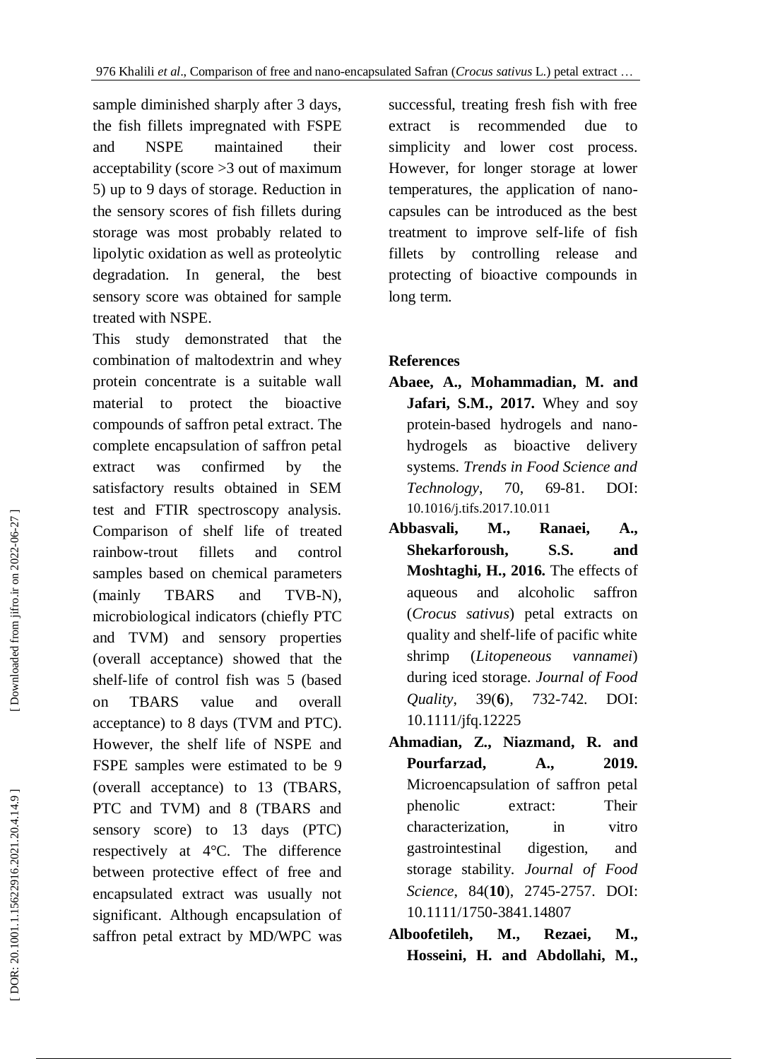sample diminished sharply after 3 days, the fish fillets impregnated with FSPE and NSPE maintained their acceptability (score >3 out of maximum 5) up to 9 days of storage. Reduction in the sensory scores of fish fillets during storage was most probably related to lipolytic oxidation as well as proteolytic degradation. In general, the best sensory score was obtained for sample treated with NSPE.

This study demonstrated that the combination of maltodextrin and whey protein concentrate is a suitable wall material to protect the bioactive compounds of saffron petal extract. The complete encapsulation of saffron petal extract was confirmed by the satisfactory results obtained in SEM test and FTIR spectroscopy analysis. Comparison of shelf life of treated rainbow-trout fillets and control samples based on chemical parameters (mainly TBARS and TVB-N), microbiological indicators (chiefly PTC and TVM) and sensory properties (overall acceptance) showed that the shelf-life of control fish was 5 (based on TBARS value and overall acceptance) to 8 days (TVM and PTC). However, the shelf life of NSPE and FSPE samples were estimated to be 9 (overall acceptance) to 13 (TBARS, PTC and TVM) and 8 (TBARS and sensory score) to 13 days (PTC) respectively at 4°C. The difference between protective effect of free and encapsulated extract was usually not significant. Although encapsulation of saffron petal extract by MD/WPC was successful, treating fresh fish with free extract is recommended due to simplicity and lower cost process. However, for longer storage at lower temperatures, the application of nano-capsules can be introduced as the best treatment to improve self-life of fish fillets by controlling release and protecting of bioactive compounds in long term.

## References

**Abaee, A., Mohammadian, M. and Jafari, S.M., 2017.** Whey and soy protein-based hydrogels and nano-hydrogels as bioactive delivery systems. *Trends in Food Science and Technology*, 70, 69-81. DOI: 10.1016/j.tifs.2017.10.011

**Abbasvali, M., Ranaei, A., Shekarforoush, S.S. and Moshtaghi, H., 2016.** The effects of aqueous and alcoholic saffron (*Crocus sativus*) petal extracts on quality and shelf-life of pacific white shrimp (*Litopeneous vannamei*) during iced storage. *Journal of Food Quality*, 39(**6**), 732-742. DOI: 10.1111/jfq.12225

**Ahmadian, Z., Niazmand, R. and Pourfarzad, A., 2019.** Microencapsulation of saffron petal phenolic extract: Their characterization, in vitro gastrointestinal digestion, and storage stability. *Journal of Food Science*, 84(**10**), 2745-2757. DOI: 10.1111/1750-3841.14807

**Alboofetileh, M., Rezaei, M., Hosseini, H. and Abdollahi, M.,**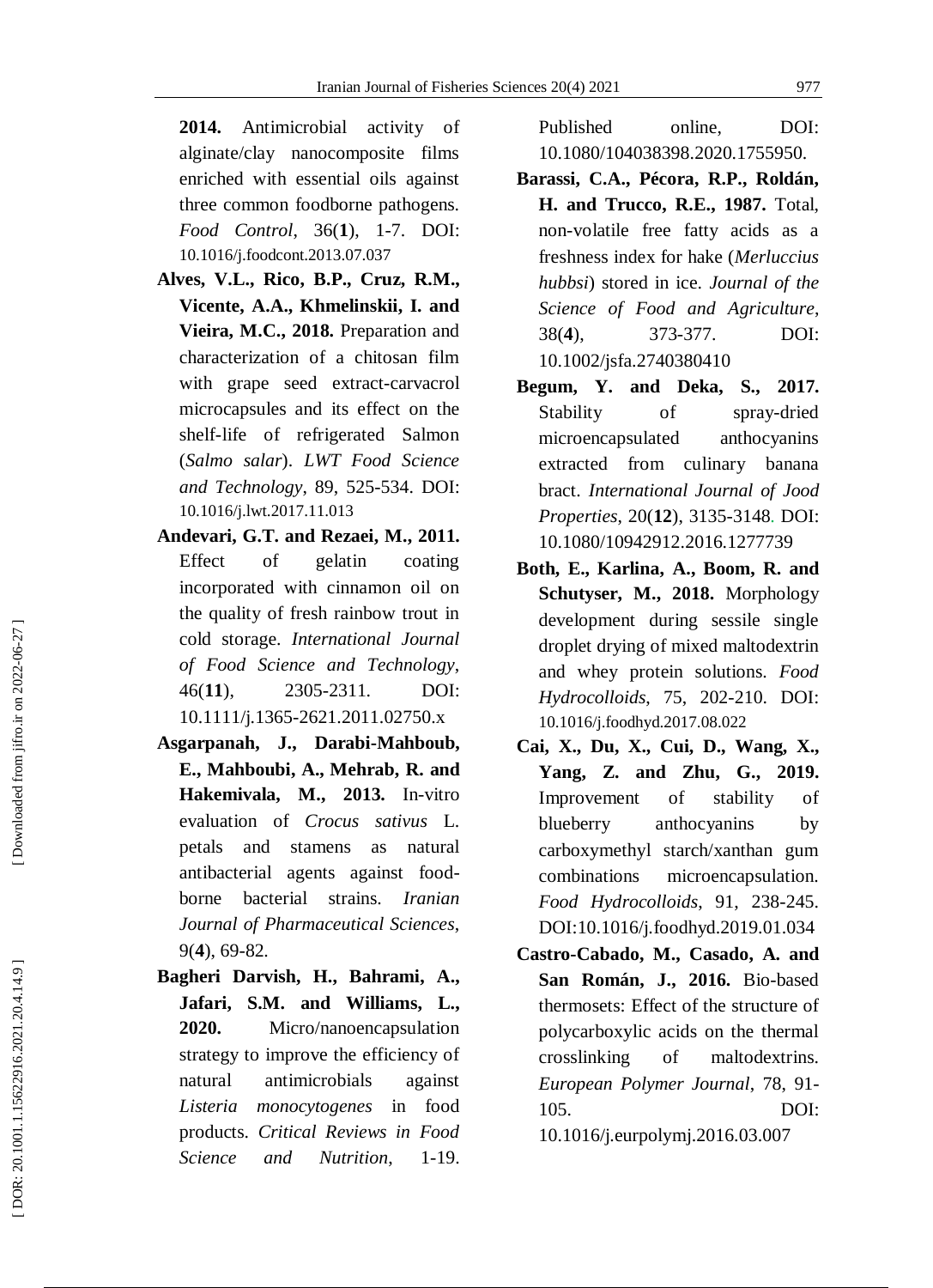**2014.** Antimicrobial activity of alginate/clay nanocomposite films enriched with essential oils against three common foodborne pathogens. *Food Control*, 36(**1**), 1-7. DOI: 10.1016/j.foodcont.2013.07.037

**Alves, V.L., Rico, B.P., Cruz, R.M., Vicente, A.A., Khmelinskii, I. and Vieira, M.C., 2018.** Preparation and characterization of a chitosan film with grape seed extract-carvacrol microcapsules and its effect on the shelf-life of refrigerated Salmon (*Salmo salar*). *LWT Food Science and Technology*, 89, 525-534. DOI: 10.1016/j.lwt.2017.11.013

**Andevari, G.T. and Rezaei, M., 2011.** Effect of gelatin coating incorporated with cinnamon oil on the quality of fresh rainbow trout in cold storage. *International Journal of Food Science and Technology*, 46(**11**), 2305-2311. DOI: 10.1111/j.1365-2621.2011.02750.x

**Asgarpanah, J., Darabi-Mahboub, E., Mahboubi, A., Mehrab, R. and Hakemivala, M., 2013.** In-vitro evaluation of *Crocus sativus* L. petals and stamens as natural antibacterial agents against food-borne bacterial strains. *Iranian Journal of Pharmaceutical Sciences*, 9(**4**), 69-82.

**Bagheri Darvish, H., Bahrami, A., Jafari, S.M. and Williams, L., 2020.** Micro/nanoencapsulation strategy to improve the efficiency of natural antimicrobials against *Listeria monocytogenes* in food products. *Critical Reviews in Food Science and Nutrition*, 1-19. Published online, DOI: 10.1080/104038398.2020.1755950.

**Barassi, C.A., Pécora, R.P., Roldán, H. and Trucco, R.E., 1987.** Total, non-volatile free fatty acids as a freshness index for hake (*Merluccius hubbsi*) stored in ice. *Journal of the Science of Food and Agriculture*, 38(**4**), 373-377. DOI: 10.1002/jsfa.2740380410

**Begum, Y. and Deka, S., 2017.** Stability of spray-dried microencapsulated anthocyanins extracted from culinary banana bract. *International Journal of Jood Properties*, 20(**12**), 3135-3148. DOI: 10.1080/10942912.2016.1277739

**Both, E., Karlina, A., Boom, R. and Schutyser, M., 2018.** Morphology development during sessile single droplet drying of mixed maltodextrin and whey protein solutions. *Food Hydrocolloids*, 75, 202-210. DOI: 10.1016/j.foodhyd.2017.08.022

**Cai, X., Du, X., Cui, D., Wang, X., Yang, Z. and Zhu, G., 2019.** Improvement of stability of blueberry anthocyanins by carboxymethyl starch/xanthan gum combinations microencapsulation. *Food Hydrocolloids*, 91, 238-245. DOI:10.1016/j.foodhyd.2019.01.034

**Castro-Cabado, M., Casado, A. and San Román, J., 2016.** Bio-based thermosets: Effect of the structure of polycarboxylic acids on the thermal crosslinking of maltodextrins. *European Polymer Journal*, 78, 91-105. DOI: 10.1016/j.eurpolymj.2016.03.007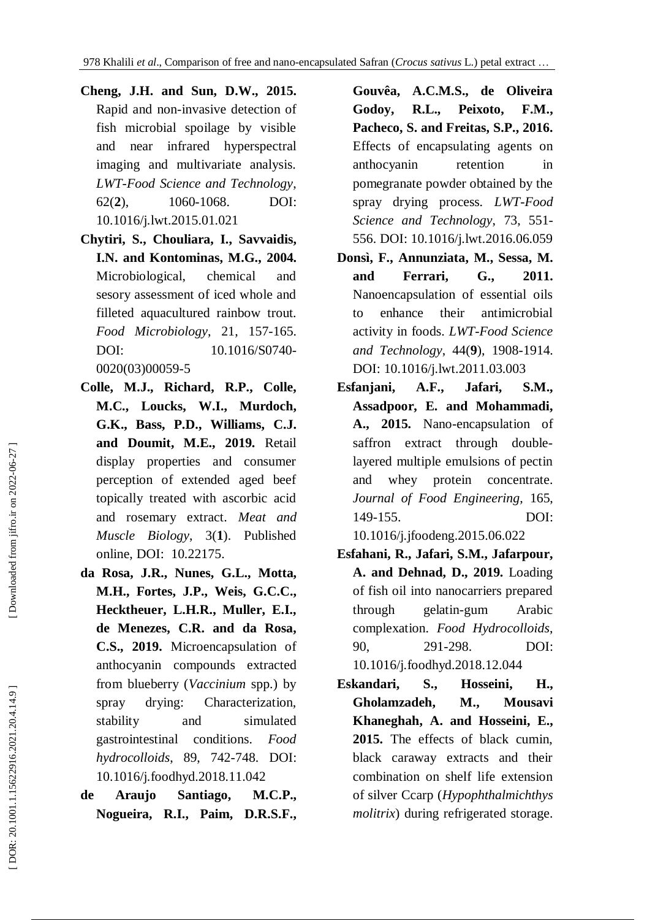**Cheng, J.H. and Sun, D.W., 2015.** Rapid and non-invasive detection of fish microbial spoilage by visible and near infrared hyperspectral imaging and multivariate analysis. *LWT-Food Science and Technology*, 62(**2**), 1060-1068. DOI: 10.1016/j.lwt.2015.01.021

**Chytiri, S., Chouliara, I., Savvaidis, I.N. and Kontominas, M.G., 2004.** Microbiological, chemical and sesory assessment of iced whole and filleted aquacultured rainbow trout. *Food Microbiology*, 21, 157-165. DOI: 10.1016/S0740-0020(03)00059-5

**Colle, M.J., Richard, R.P., Colle, M.C., Loucks, W.I., Murdoch, G.K., Bass, P.D., Williams, C.J. and Doumit, M.E., 2019.** Retail display properties and consumer perception of extended aged beef topically treated with ascorbic acid and rosemary extract. *Meat and Muscle Biology*, 3(**1**). Published online, DOI: 10.22175.

**da Rosa, J.R., Nunes, G.L., Motta, M.H., Fortes, J.P., Weis, G.C.C., Hecktheuer, L.H.R., Muller, E.I., de Menezes, C.R. and da Rosa, C.S., 2019.** Microencapsulation of anthocyanin compounds extracted from blueberry (*Vaccinium* spp.) by spray drying: Characterization, stability and simulated gastrointestinal conditions. *Food hydrocolloids*, 89, 742-748. DOI: 10.1016/j.foodhyd.2018.11.042

**de Araujo Santiago, M.C.P., Nogueira, R.I., Paim, D.R.S.F., Gouvêa, A.C.M.S., de Oliveira Godoy, R.L., Peixoto, F.M., Pacheco, S. and Freitas, S.P., 2016.** Effects of encapsulating agents on anthocyanin retention in pomegranate powder obtained by the spray drying process. *LWT-Food Science and Technology*, 73, 551-556. DOI: 10.1016/j.lwt.2016.06.059

**Donsì, F., Annunziata, M., Sessa, M. and Ferrari, G., 2011.** Nanoencapsulation of essential oils to enhance their antimicrobial activity in foods. *LWT-Food Science and Technology*, 44(**9**), 1908-1914. DOI: 10.1016/j.lwt.2011.03.003

**Esfanjani, A.F., Jafari, S.M., Assadpoor, E. and Mohammadi, A., 2015.** Nano-encapsulation of saffron extract through double-layered multiple emulsions of pectin and whey protein concentrate. *Journal of Food Engineering*, 165, 149-155. DOI: 10.1016/j.jfoodeng.2015.06.022

**Esfahani, R., Jafari, S.M., Jafarpour, A. and Dehnad, D., 2019.** Loading of fish oil into nanocarriers prepared through gelatin-gum Arabic complexation. *Food Hydrocolloids*, 90, 291-298. DOI: 10.1016/j.foodhyd.2018.12.044

**Eskandari, S., Hosseini, H., Gholamzadeh, M., Mousavi Khaneghah, A. and Hosseini, E., 2015.** The effects of black cumin, black caraway extracts and their combination on shelf life extension of silver Ccarp (*Hypophthalmichthys molitrix*) during refrigerated storage.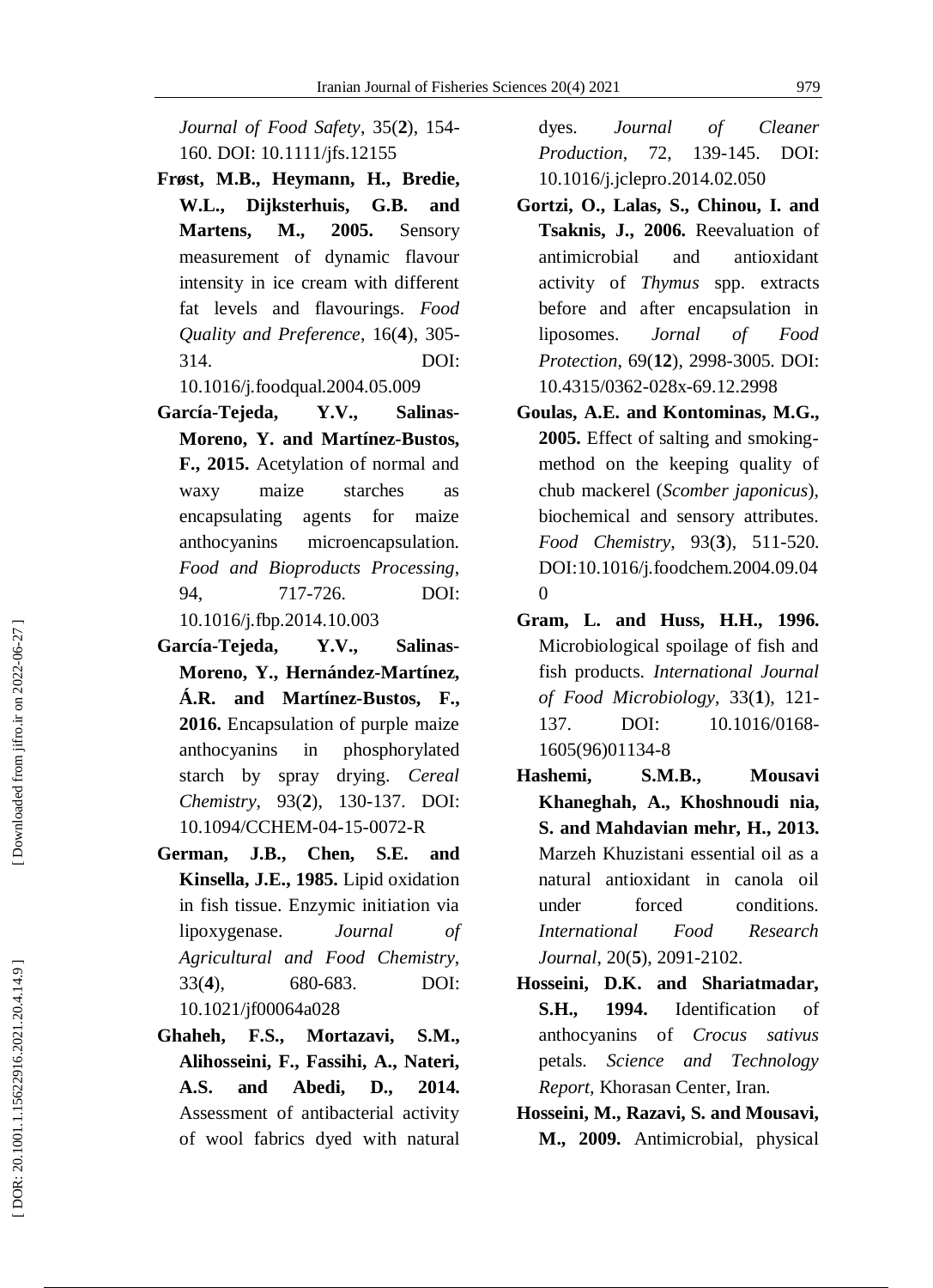*Journal of Food Safety*, 35(**2**), 154-160. DOI: 10.1111/jfs.12155

**Frøst, M.B., Heymann, H., Bredie, W.L., Dijksterhuis, G.B. and Martens, M., 2005.** Sensory measurement of dynamic flavour intensity in ice cream with different fat levels and flavourings. *Food Quality and Preference*, 16(**4**), 305-314. DOI: 10.1016/j.foodqual.2004.05.009

**García-Tejeda, Y.V., Salinas-Moreno, Y. and Martínez-Bustos, F., 2015.** Acetylation of normal and waxy maize starches as encapsulating agents for maize anthocyanins microencapsulation. *Food and Bioproducts Processing*, 94, 717-726. DOI: 10.1016/j.fbp.2014.10.003

**García-Tejeda, Y.V., Salinas-Moreno, Y., Hernández-Martínez, Á.R. and Martínez-Bustos, F., 2016.** Encapsulation of purple maize anthocyanins in phosphorylated starch by spray drying. *Cereal Chemistry*, 93(**2**), 130-137. DOI: 10.1094/CCHEM-04-15-0072-R

**German, J.B., Chen, S.E. and Kinsella, J.E., 1985.** Lipid oxidation in fish tissue. Enzymic initiation via lipoxygenase. *Journal of Agricultural and Food Chemistry*, 33(**4**), 680-683. DOI: 10.1021/jf00064a028

**Ghaheh, F.S., Mortazavi, S.M., Alihosseini, F., Fassihi, A., Nateri, A.S. and Abedi, D., 2014.** Assessment of antibacterial activity of wool fabrics dyed with natural dyes. *Journal of Cleaner Production*, 72, 139-145. DOI: 10.1016/j.jclepro.2014.02.050

**Gortzi, O., Lalas, S., Chinou, I. and Tsaknis, J., 2006.** Reevaluation of antimicrobial and antioxidant activity of *Thymus* spp. extracts before and after encapsulation in liposomes. *Jornal of Food Protection*, 69(**12**), 2998-3005. DOI: 10.4315/0362-028x-69.12.2998

**Goulas, A.E. and Kontominas, M.G., 2005.** Effect of salting and smoking-method on the keeping quality of chub mackerel (*Scomber japonicus*), biochemical and sensory attributes. *Food Chemistry*, 93(**3**), 511-520. DOI:10.1016/j.foodchem.2004.09.040

**Gram, L. and Huss, H.H., 1996.** Microbiological spoilage of fish and fish products. *International Journal of Food Microbiology*, 33(**1**), 121-137. DOI: 10.1016/0168-1605(96)01134-8

**Hashemi, S.M.B., Mousavi Khaneghah, A., Khoshnoudi nia, S. and Mahdavian mehr, H., 2013.** Marzeh Khuzistani essential oil as a natural antioxidant in canola oil under forced conditions. *International Food Research Journal*, 20(**5**), 2091-2102.

**Hosseini, D.K. and Shariatmadar, S.H., 1994.** Identification of anthocyanins of *Crocus sativus* petals. *Science and Technology Report*, Khorasan Center, Iran.

**Hosseini, M., Razavi, S. and Mousavi, M., 2009.** Antimicrobial, physical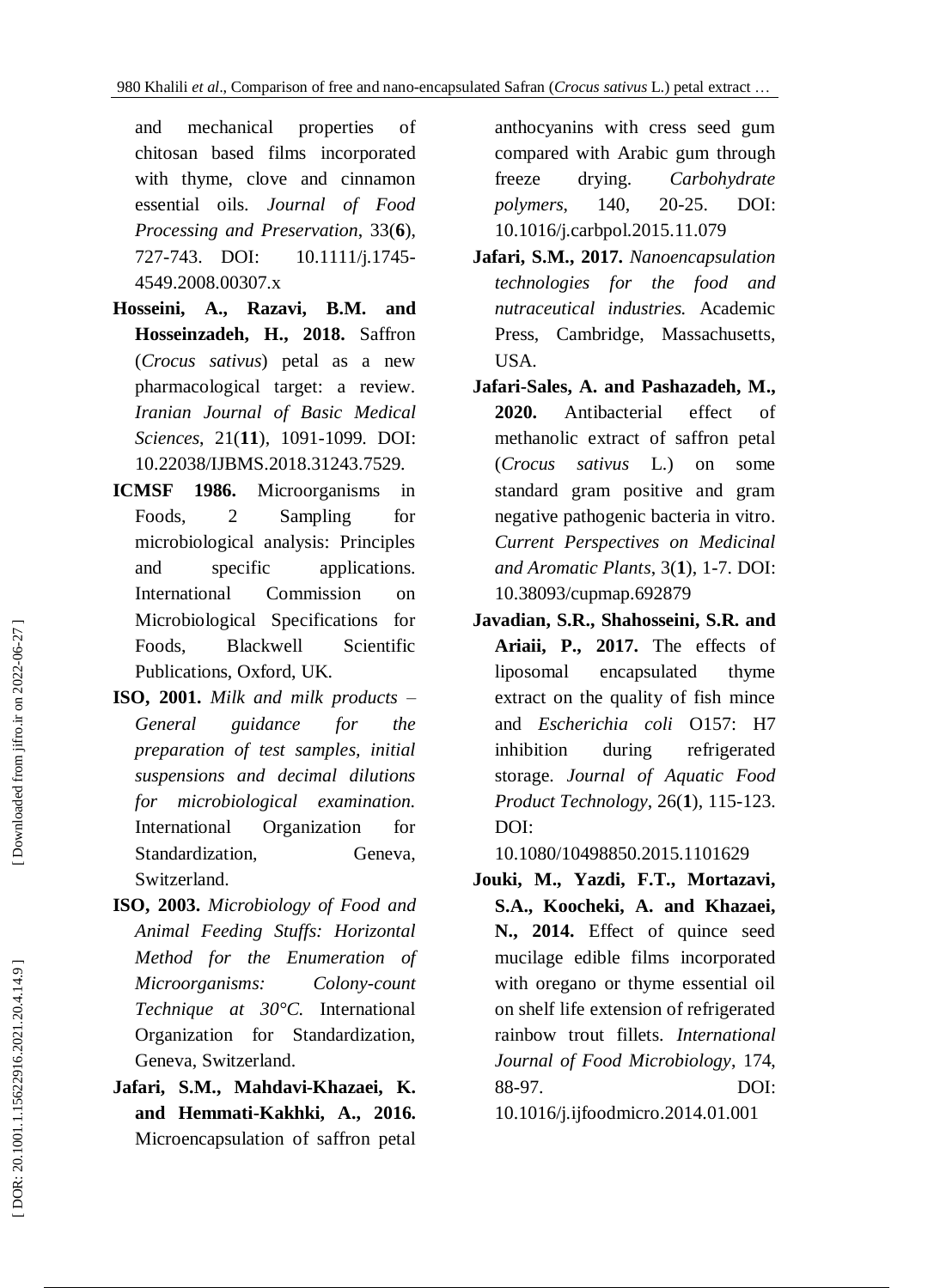and mechanical properties of chitosan based films incorporated with thyme, clove and cinnamon essential oils. *Journal of Food Processing and Preservation*, 33(**6**), 727-743. DOI: 10.1111/j.1745-4549.2008.00307.x

**Hosseini, A., Razavi, B.M. and Hosseinzadeh, H., 2018.** Saffron (*Crocus sativus*) petal as a new pharmacological target: a review. *Iranian Journal of Basic Medical Sciences*, 21(**11**), 1091-1099. DOI: 10.22038/IJBMS.2018.31243.7529.

**ICMSF 1986.** Microorganisms in Foods, 2 Sampling for microbiological analysis: Principles and specific applications. International Commission on Microbiological Specifications for Foods, Blackwell Scientific Publications, Oxford, UK.

**ISO, 2001.** *Milk and milk products – General guidance for the preparation of test samples, initial suspensions and decimal dilutions for microbiological examination.* International Organization for Standardization, Geneva, Switzerland.

**ISO, 2003.** *Microbiology of Food and Animal Feeding Stuffs: Horizontal Method for the Enumeration of Microorganisms: Colony-count Technique at 30°C.* International Organization for Standardization, Geneva, Switzerland.

**Jafari, S.M., Mahdavi-Khazaei, K. and Hemmati-Kakhki, A., 2016.** Microencapsulation of saffron petal anthocyanins with cress seed gum compared with Arabic gum through freeze drying. *Carbohydrate polymers*, 140, 20-25. DOI: 10.1016/j.carbpol.2015.11.079

**Jafari, S.M., 2017.** *Nanoencapsulation technologies for the food and nutraceutical industries.* Academic Press, Cambridge, Massachusetts, USA.

**Jafari-Sales, A. and Pashazadeh, M., 2020.** Antibacterial effect of methanolic extract of saffron petal (*Crocus sativus* L.) on some standard gram positive and gram negative pathogenic bacteria in vitro. *Current Perspectives on Medicinal and Aromatic Plants*, 3(**1**), 1-7. DOI: 10.38093/cupmap.692879

**Javadian, S.R., Shahosseini, S.R. and Ariaii, P., 2017.** The effects of liposomal encapsulated thyme extract on the quality of fish mince and *Escherichia coli* O157: H7 inhibition during refrigerated storage. *Journal of Aquatic Food Product Technology*, 26(**1**), 115-123. DOI: 10.1080/10498850.2015.1101629

**Jouki, M., Yazdi, F.T., Mortazavi, S.A., Koocheki, A. and Khazaei, N., 2014.** Effect of quince seed mucilage edible films incorporated with oregano or thyme essential oil on shelf life extension of refrigerated rainbow trout fillets. *International Journal of Food Microbiology*, 174, 88-97. DOI: 10.1016/j.ijfoodmicro.2014.01.001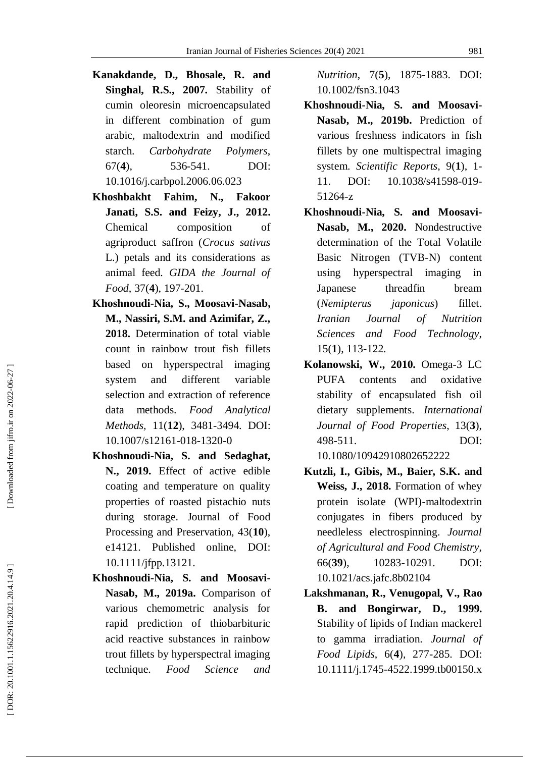**Kanakdande, D., Bhosale, R. and Singhal, R.S., 2007.** Stability of cumin oleoresin microencapsulated in different combination of gum arabic, maltodextrin and modified starch. *Carbohydrate Polymers*, 67(**4**), 536-541. DOI: 10.1016/j.carbpol.2006.06.023

**Khoshbakht Fahim, N., Fakoor Janati, S.S. and Feizy, J., 2012.** Chemical composition of agriproduct saffron (*Crocus sativus* L.) petals and its considerations as animal feed. *GIDA the Journal of Food*, 37(**4**), 197-201.

**Khoshnoudi-Nia, S., Moosavi-Nasab, M., Nassiri, S.M. and Azimifar, Z., 2018.** Determination of total viable count in rainbow trout fish fillets based on hyperspectral imaging system and different variable selection and extraction of reference data methods. *Food Analytical Methods*, 11(**12**), 3481-3494. DOI: 10.1007/s12161-018-1320-0

**Khoshnoudi-Nia, S. and Sedaghat, N., 2019.** Effect of active edible coating and temperature on quality properties of roasted pistachio nuts during storage. Journal of Food Processing and Preservation, 43(**10**), e14121. Published online, DOI: 10.1111/jfpp.13121.

**Khoshnoudi-Nia, S. and Moosavi-Nasab, M., 2019a.** Comparison of various chemometric analysis for rapid prediction of thiobarbituric acid reactive substances in rainbow trout fillets by hyperspectral imaging technique. *Food Science and Nutrition*, 7(**5**), 1875-1883. DOI: 10.1002/fsn3.1043

**Khoshnoudi-Nia, S. and Moosavi-Nasab, M., 2019b.** Prediction of various freshness indicators in fish fillets by one multispectral imaging system. *Scientific Reports*, 9(**1**), 1-11. DOI: 10.1038/s41598-019-51264-z

**Khoshnoudi-Nia, S. and Moosavi-Nasab, M., 2020.** Nondestructive determination of the Total Volatile Basic Nitrogen (TVB-N) content using hyperspectral imaging in Japanese threadfin bream (*Nemipterus japonicus*) fillet. *Iranian Journal of Nutrition Sciences and Food Technology*, 15(**1**), 113-122.

**Kolanowski, W., 2010.** Omega-3 LC PUFA contents and oxidative stability of encapsulated fish oil dietary supplements. *International Journal of Food Properties*, 13(**3**), 498-511. DOI: 10.1080/10942910802652222

**Kutzli, I., Gibis, M., Baier, S.K. and Weiss, J., 2018.** Formation of whey protein isolate (WPI)-maltodextrin conjugates in fibers produced by needleless electrospinning. *Journal of Agricultural and Food Chemistry*, 66(**39**), 10283-10291. DOI: 10.1021/acs.jafc.8b02104

**Lakshmanan, R., Venugopal, V., Rao B. and Bongirwar, D., 1999.** Stability of lipids of Indian mackerel to gamma irradiation. *Journal of Food Lipids*, 6(**4**), 277-285. DOI: 10.1111/j.1745-4522.1999.tb00150.x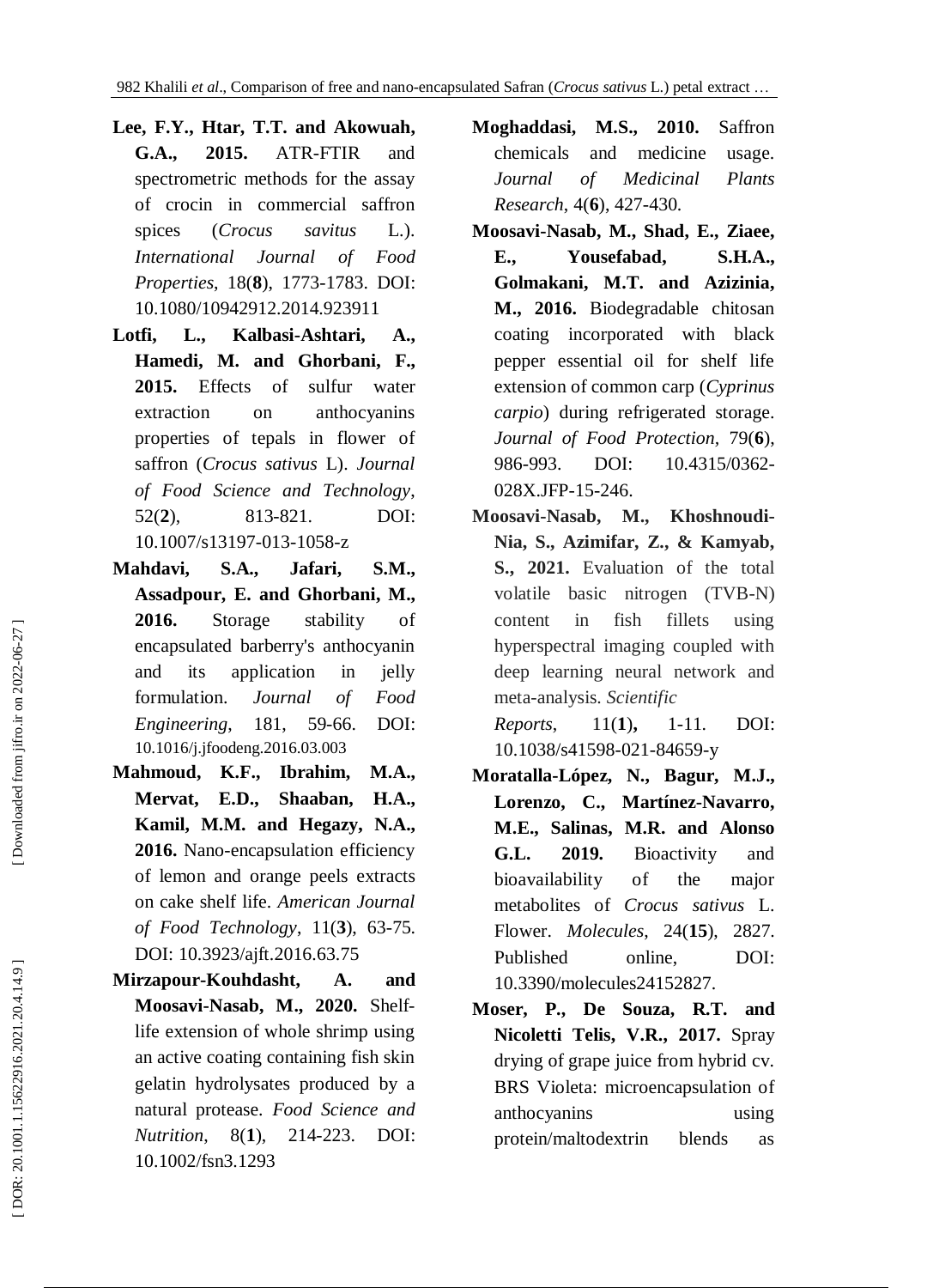**Lee, F.Y., Htar, T.T. and Akowuah, G.A., 2015.** ATR-FTIR and spectrometric methods for the assay of crocin in commercial saffron spices (*Crocus savitus* L.). *International Journal of Food Properties*, 18(**8**), 1773-1783. DOI: 10.1080/10942912.2014.923911

**Lotfi, L., Kalbasi-Ashtari, A., Hamedi, M. and Ghorbani, F., 2015.** Effects of sulfur water extraction on anthocyanins properties of tepals in flower of saffron (*Crocus sativus* L). *Journal of Food Science and Technology*, 52(**2**), 813-821. DOI: 10.1007/s13197-013-1058-z

**Mahdavi, S.A., Jafari, S.M., Assadpour, E. and Ghorbani, M., 2016.** Storage stability of encapsulated barberry's anthocyanin and its application in jelly formulation. *Journal of Food Engineering*, 181, 59-66. DOI: 10.1016/j.jfoodeng.2016.03.003

**Mahmoud, K.F., Ibrahim, M.A., Mervat, E.D., Shaaban, H.A., Kamil, M.M. and Hegazy, N.A., 2016.** Nano-encapsulation efficiency of lemon and orange peels extracts on cake shelf life. *American Journal of Food Technology*, 11(**3**), 63-75. DOI: 10.3923/ajft.2016.63.75

**Mirzapour-Kouhdasht, A. and Moosavi-Nasab, M., 2020.** Shelf-life extension of whole shrimp using an active coating containing fish skin gelatin hydrolysates produced by a natural protease. *Food Science and Nutrition*, 8(**1**), 214-223. DOI: 10.1002/fsn3.1293

**Moghaddasi, M.S., 2010.** Saffron chemicals and medicine usage. *Journal of Medicinal Plants Research*, 4(**6**), 427-430.

**Moosavi-Nasab, M., Shad, E., Ziaee, E., Yousefabad, S.H.A., Golmakani, M.T. and Azizinia, M., 2016.** Biodegradable chitosan coating incorporated with black pepper essential oil for shelf life extension of common carp (*Cyprinus carpio*) during refrigerated storage. *Journal of Food Protection*, 79(**6**), 986-993. DOI: 10.4315/0362-028X.JFP-15-246.

**Moosavi-Nasab, M., Khoshnoudi-Nia, S., Azimifar, Z., & Kamyab, S., 2021.** Evaluation of the total volatile basic nitrogen (TVB-N) content in fish fillets using hyperspectral imaging coupled with deep learning neural network and meta-analysis. *Scientific Reports*, 11(**1**), 1-11. DOI: 10.1038/s41598-021-84659-y

**Moratalla-López, N., Bagur, M.J., Lorenzo, C., Martínez-Navarro, M.E., Salinas, M.R. and Alonso G.L. 2019.** Bioactivity and bioavailability of the major metabolites of *Crocus sativus* L. Flower. *Molecules*, 24(**15**), 2827. Published online, DOI: 10.3390/molecules24152827.

**Moser, P., De Souza, R.T. and Nicoletti Telis, V.R., 2017.** Spray drying of grape juice from hybrid cv. BRS Violeta: microencapsulation of anthocyanins using protein/maltodextrin blends as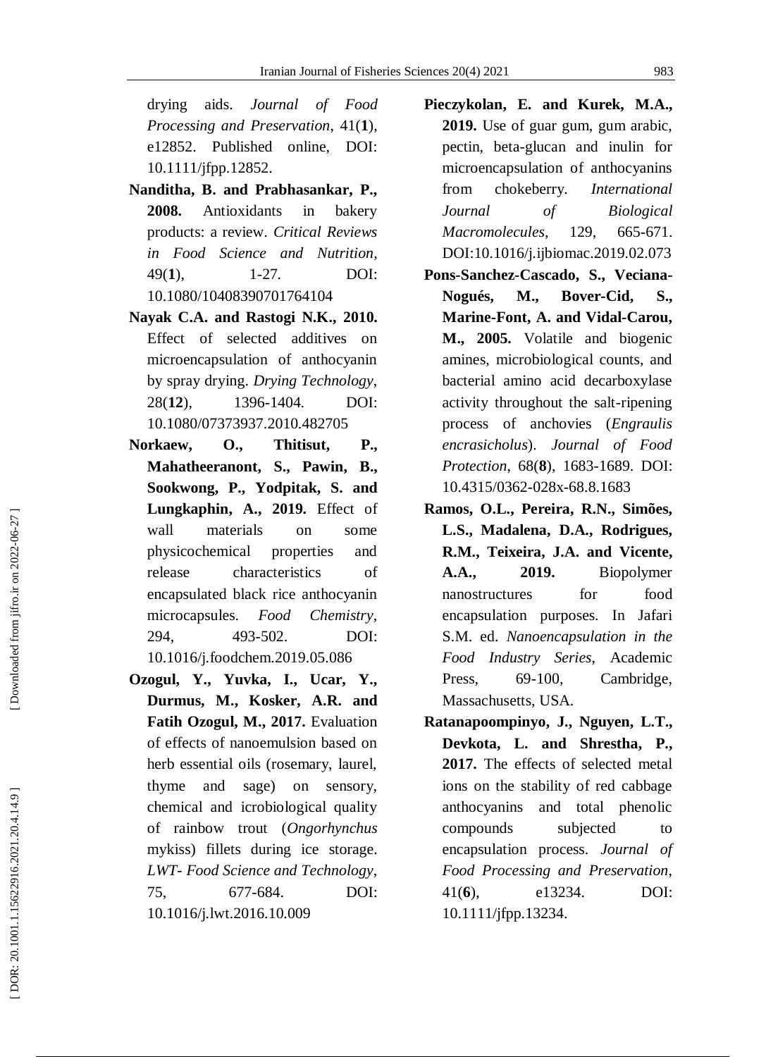drying aids. *Journal of Food Processing and Preservation*, 41(**1**), e12852. Published online, DOI: 10.1111/jfpp.12852.

**Nanditha, B. and Prabhasankar, P., 2008.** Antioxidants in bakery products: a review. *Critical Reviews in Food Science and Nutrition*, 49(**1**), 1-27. DOI: 10.1080/10408390701764104

**Nayak C.A. and Rastogi N.K., 2010.** Effect of selected additives on microencapsulation of anthocyanin by spray drying. *Drying Technology*, 28(**12**), 1396-1404. DOI: 10.1080/07373937.2010.482705

**Norkaew, O., Thitisut, P., Mahatheeranont, S., Pawin, B., Sookwong, P., Yodpitak, S. and Lungkaphin, A., 2019.** Effect of wall materials on some physicochemical properties and release characteristics of encapsulated black rice anthocyanin microcapsules. *Food Chemistry*, 294, 493-502. DOI: 10.1016/j.foodchem.2019.05.086

**Ozogul, Y., Yuvka, I., Ucar, Y., Durmus, M., Kosker, A.R. and Fatih Ozogul, M., 2017.** Evaluation of effects of nanoemulsion based on herb essential oils (rosemary, laurel, thyme and sage) on sensory, chemical and icrobiological quality of rainbow trout (*Ongorhynchus* mykiss) fillets during ice storage. *LWT- Food Science and Technology*, 75, 677-684. DOI: 10.1016/j.lwt.2016.10.009

**Pieczykolan, E. and Kurek, M.A., 2019.** Use of guar gum, gum arabic, pectin, beta-glucan and inulin for microencapsulation of anthocyanins from chokeberry. *International Journal of Biological Macromolecules*, 129, 665-671. DOI:10.1016/j.ijbiomac.2019.02.073

**Pons-Sanchez-Cascado, S., Veciana-Nogués, M., Bover-Cid, S., Marine-Font, A. and Vidal-Carou, M., 2005.** Volatile and biogenic amines, microbiological counts, and bacterial amino acid decarboxylase activity throughout the salt-ripening process of anchovies (*Engraulis encrasicholus*). *Journal of Food Protection*, 68(**8**), 1683-1689. DOI: 10.4315/0362-028x-68.8.1683

**Ramos, O.L., Pereira, R.N., Simões, L.S., Madalena, D.A., Rodrigues, R.M., Teixeira, J.A. and Vicente, A.A., 2019.** Biopolymer nanostructures for food encapsulation purposes. In Jafari S.M. ed. *Nanoencapsulation in the Food Industry Series*, Academic Press, 69-100, Cambridge, Massachusetts, USA.

**Ratanapoompinyo, J., Nguyen, L.T., Devkota, L. and Shrestha, P., 2017.** The effects of selected metal ions on the stability of red cabbage anthocyanins and total phenolic compounds subjected to encapsulation process. *Journal of Food Processing and Preservation*, 41(**6**), e13234. DOI: 10.1111/jfpp.13234.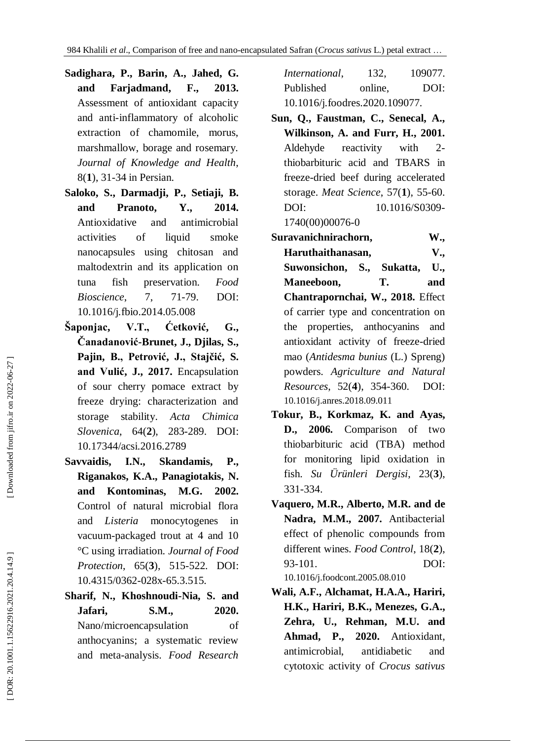**Sadighara, P., Barin, A., Jahed, G. and Farjadmand, F., 2013.** Assessment of antioxidant capacity and anti-inflammatory of alcoholic extraction of chamomile, morus, marshmallow, borage and rosemary. *Journal of Knowledge and Health*, 8(**1**), 31-34 in Persian.

**Saloko, S., Darmadji, P., Setiaji, B. and Pranoto, Y., 2014.** Antioxidative and antimicrobial activities of liquid smoke nanocapsules using chitosan and maltodextrin and its application on tuna fish preservation. *Food Bioscience*, 7, 71-79. DOI: 10.1016/j.fbio.2014.05.008

**Šaponjac, V.T., Ćetković, G., Čanadanović-Brunet, J., Djilas, S., Pajin, B., Petrović, J., Stajčić, S. and Vulić, J., 2017.** Encapsulation of sour cherry pomace extract by freeze drying: characterization and storage stability. *Acta Chimica Slovenica*, 64(**2**), 283-289. DOI: 10.17344/acsi.2016.2789

**Savvaidis, I.N., Skandamis, P., Riganakos, K.A., Panagiotakis, N. and Kontominas, M.G. 2002.** Control of natural microbial flora and *Listeria* monocytogenes in vacuum-packaged trout at 4 and 10 °C using irradiation. *Journal of Food Protection*, 65(**3**), 515-522. DOI: 10.4315/0362-028x-65.3.515.

**Sharif, N., Khoshnoudi-Nia, S. and Jafari, S.M., 2020.** Nano/microencapsulation of anthocyanins; a systematic review and meta-analysis. *Food Research International*, 132, 109077. Published online, DOI: 10.1016/j.foodres.2020.109077.

**Sun, Q., Faustman, C., Senecal, A., Wilkinson, A. and Furr, H., 2001.** Aldehyde reactivity with 2-thiobarbituric acid and TBARS in freeze-dried beef during accelerated storage. *Meat Science*, 57(**1**), 55-60. DOI: 10.1016/S0309-1740(00)00076-0

**Suravanichnirachorn, W., Haruthaithanasan, V., Suwonsichon, S., Sukatta, U., Maneeboon, T. and Chantrapornchai, W., 2018.** Effect of carrier type and concentration on the properties, anthocyanins and antioxidant activity of freeze-dried mao (*Antidesma bunius* (L.) Spreng) powders. *Agriculture and Natural Resources*, 52(**4**), 354-360. DOI: 10.1016/j.anres.2018.09.011

**Tokur, B., Korkmaz, K. and Ayas, D., 2006.** Comparison of two thiobarbituric acid (TBA) method for monitoring lipid oxidation in fish. *Su Ürünleri Dergisi*, 23(**3**), 331-334.

**Vaquero, M.R., Alberto, M.R. and de Nadra, M.M., 2007.** Antibacterial effect of phenolic compounds from different wines. *Food Control*, 18(**2**), 93-101. DOI: 10.1016/j.foodcont.2005.08.010

**Wali, A.F., Alchamat, H.A.A., Hariri, H.K., Hariri, B.K., Menezes, G.A., Zehra, U., Rehman, M.U. and Ahmad, P., 2020.** Antioxidant, antimicrobial, antidiabetic and cytotoxic activity of *Crocus sativus*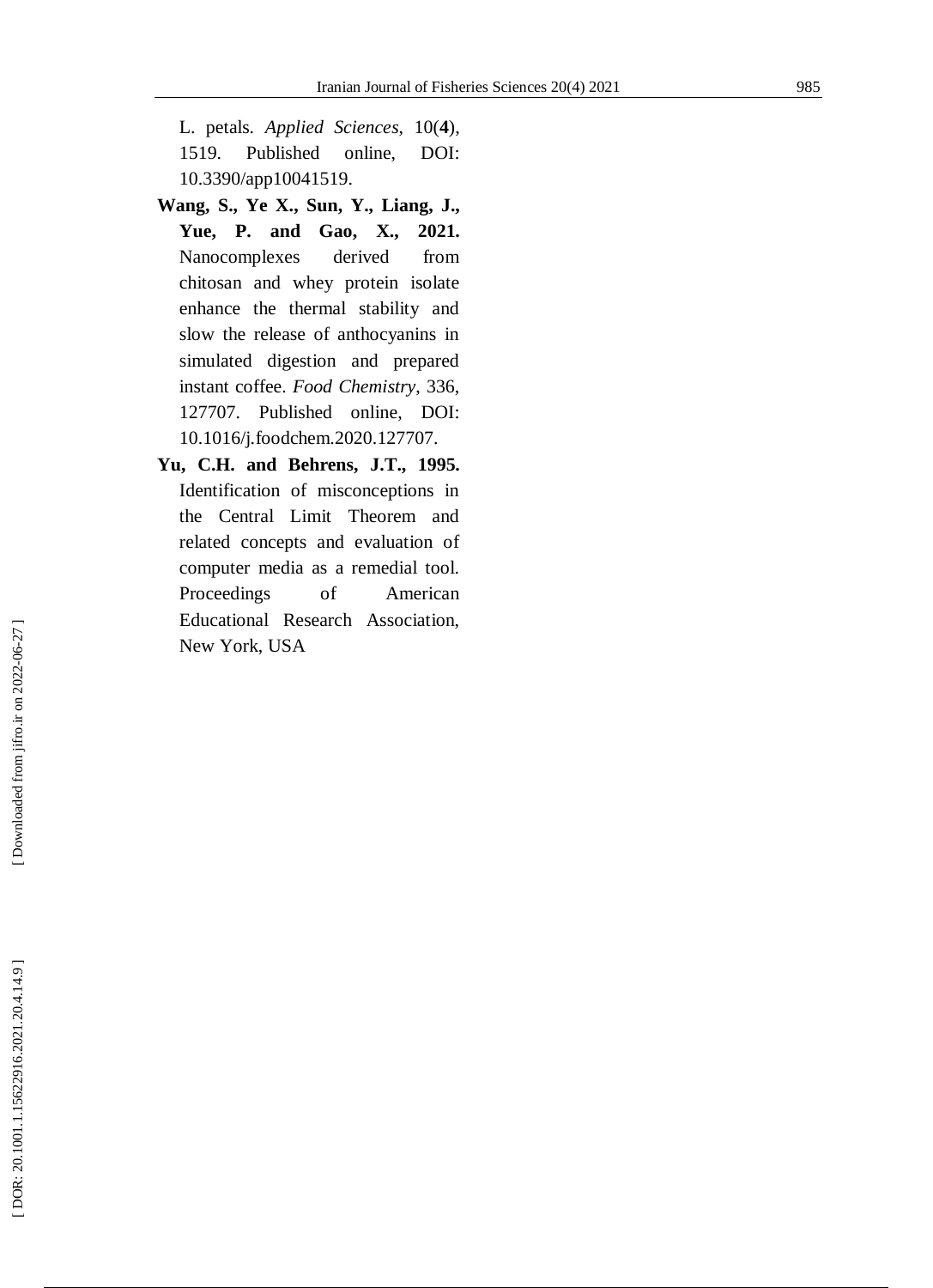L. petals. *Applied Sciences*, 10(**4**), 1519. Published online, DOI: 10.3390/app10041519.

**Wang, S., Ye X., Sun, Y., Liang, J., Yue, P. and Gao, X., 2021.** Nanocomplexes derived from chitosan and whey protein isolate enhance the thermal stability and slow the release of anthocyanins in simulated digestion and prepared instant coffee. *Food Chemistry*, 336, 127707. Published online, DOI: 10.1016/j.foodchem.2020.127707.

**Yu, C.H. and Behrens, J.T., 1995.** Identification of misconceptions in the Central Limit Theorem and related concepts and evaluation of computer media as a remedial tool. Proceedings of American Educational Research Association, New York, USA